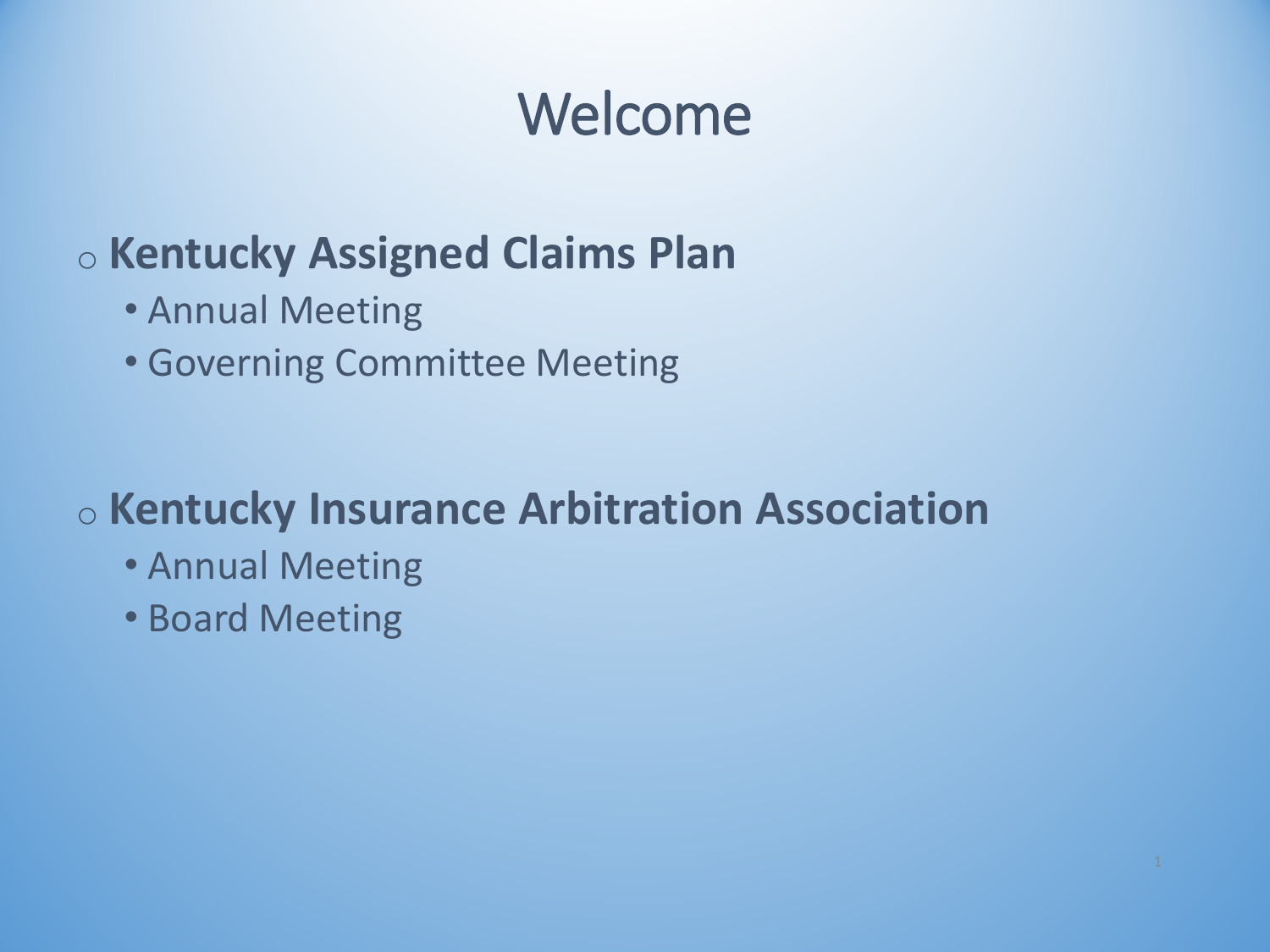# Welcome

- **Kentucky Assigned Claims Plan**
  - Annual Meeting
  - Governing Committee Meeting

- **Kentucky Insurance Arbitration Association**
  - Annual Meeting
  - Board Meeting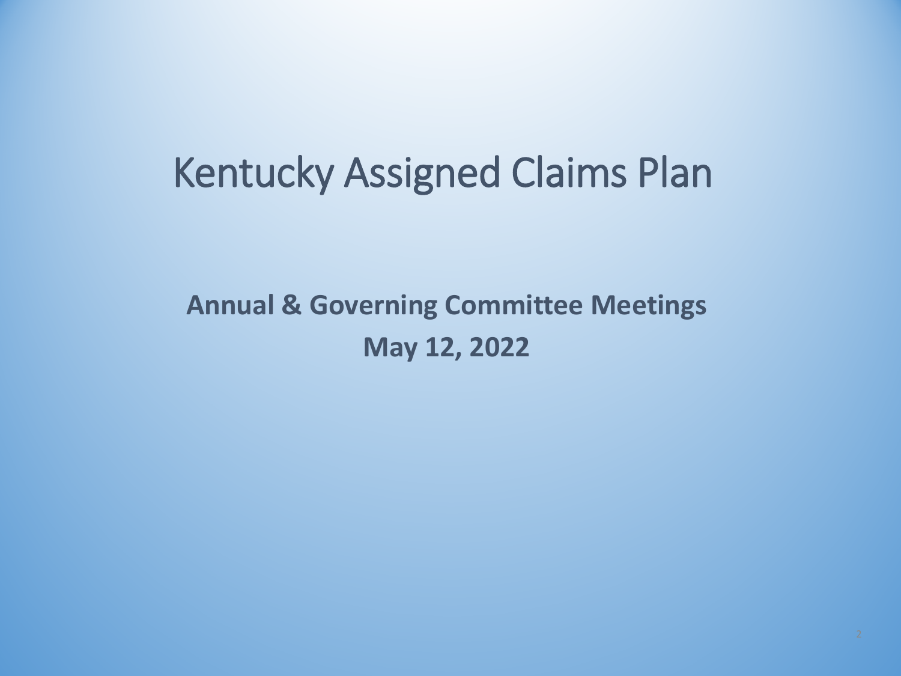# Kentucky Assigned Claims Plan

**Annual & Governing Committee Meetings**

**May 12, 2022**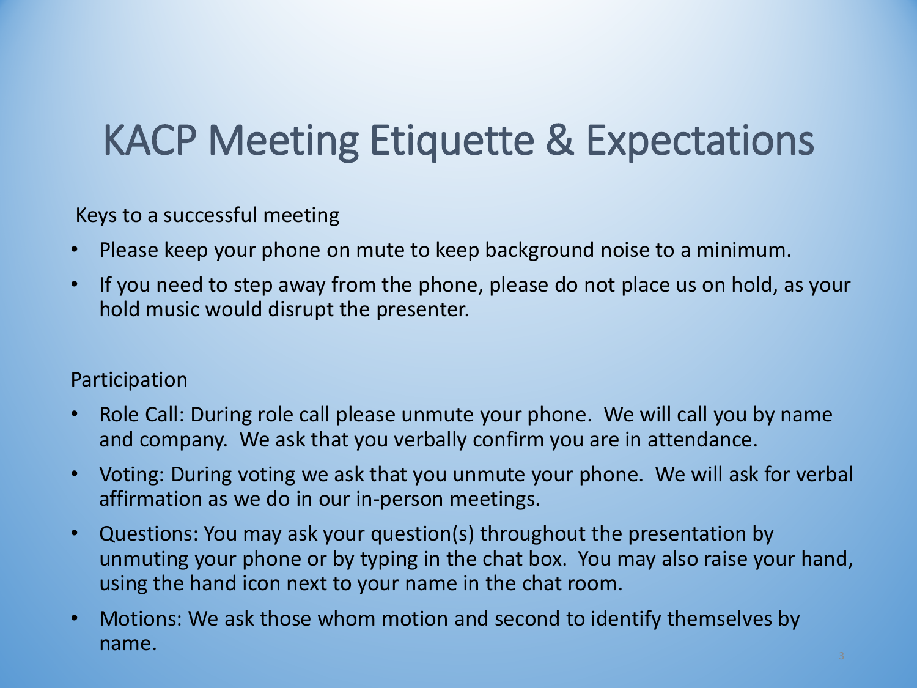# KACP Meeting Etiquette & Expectations

Keys to a successful meeting

- Please keep your phone on mute to keep background noise to a minimum.
- If you need to step away from the phone, please do not place us on hold, as your hold music would disrupt the presenter.

Participation

- Role Call: During role call please unmute your phone. We will call you by name and company. We ask that you verbally confirm you are in attendance.
- Voting: During voting we ask that you unmute your phone. We will ask for verbal affirmation as we do in our in-person meetings.
- Questions: You may ask your question(s) throughout the presentation by unmuting your phone or by typing in the chat box. You may also raise your hand, using the hand icon next to your name in the chat room.
- Motions: We ask those whom motion and second to identify themselves by name.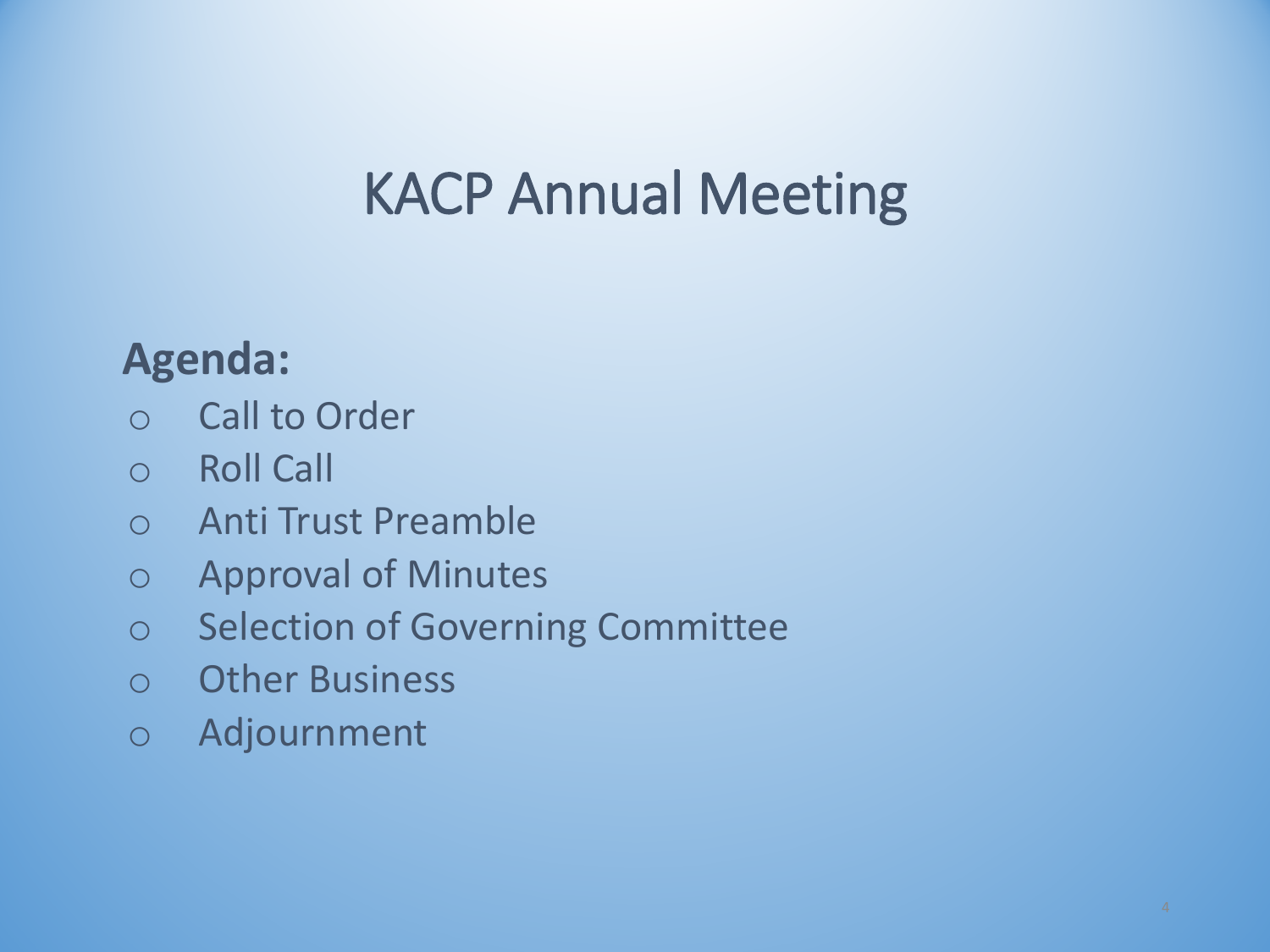# KACP Annual Meeting

**Agenda:**

- Call to Order
- Roll Call
- Anti Trust Preamble
- Approval of Minutes
- Selection of Governing Committee
- Other Business
- Adjournment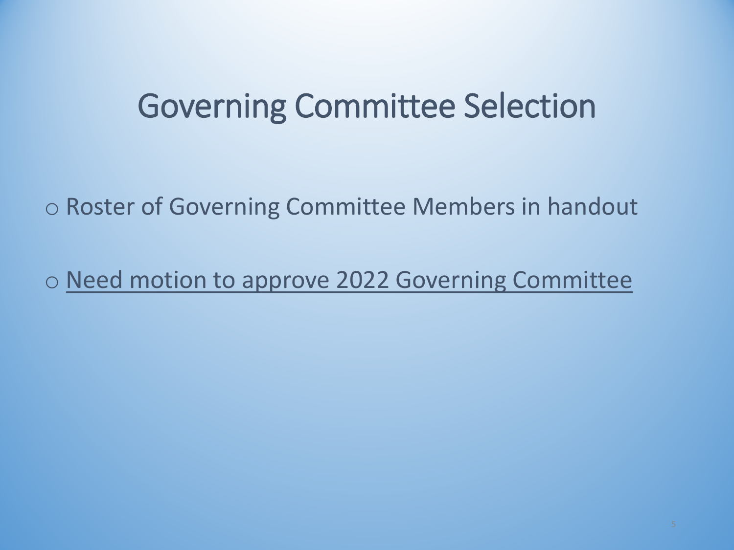# Governing Committee Selection

- Roster of Governing Committee Members in handout
- <u>Need motion to approve 2022 Governing Committee</u>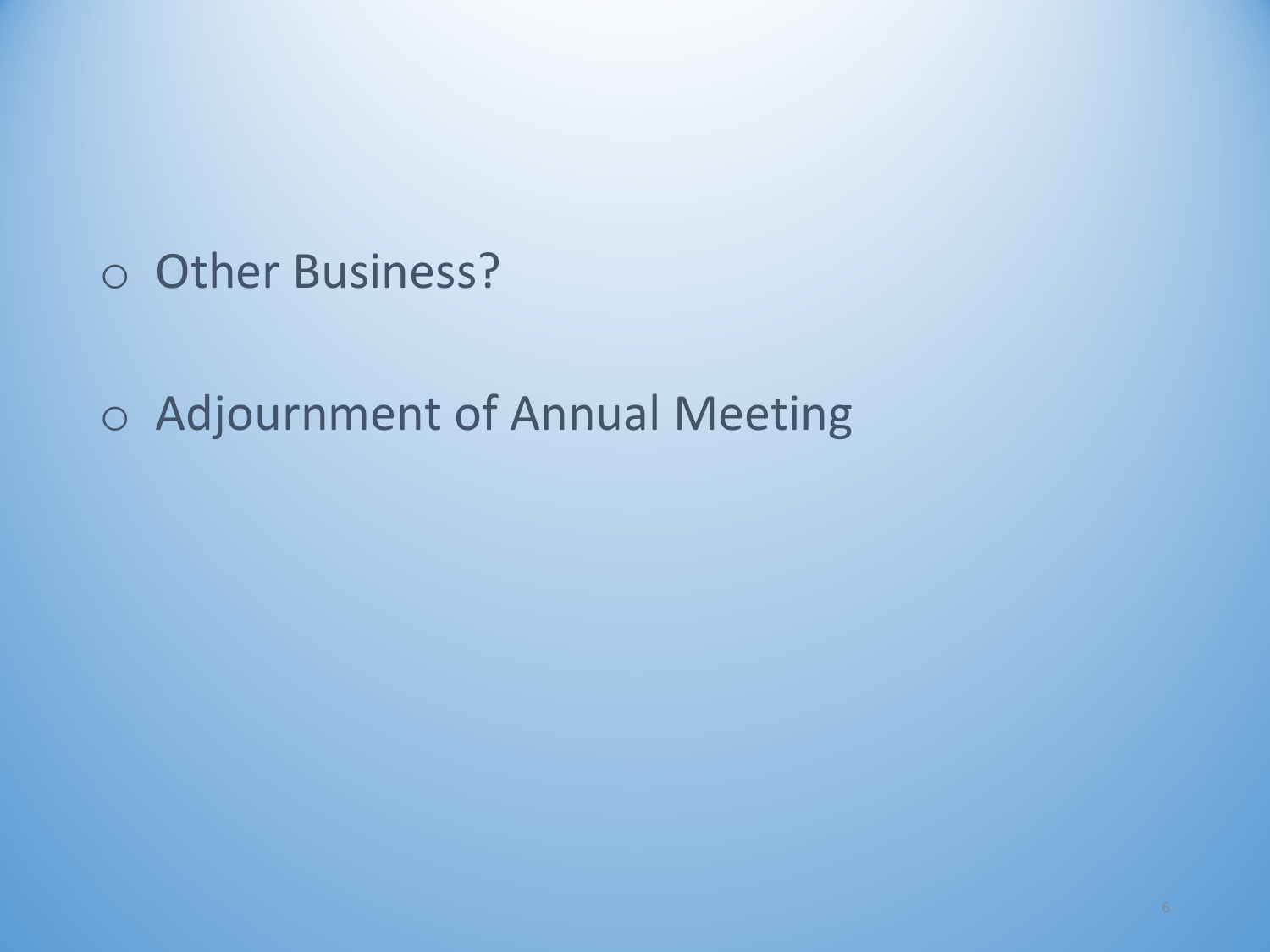- Other Business?
- Adjournment of Annual Meeting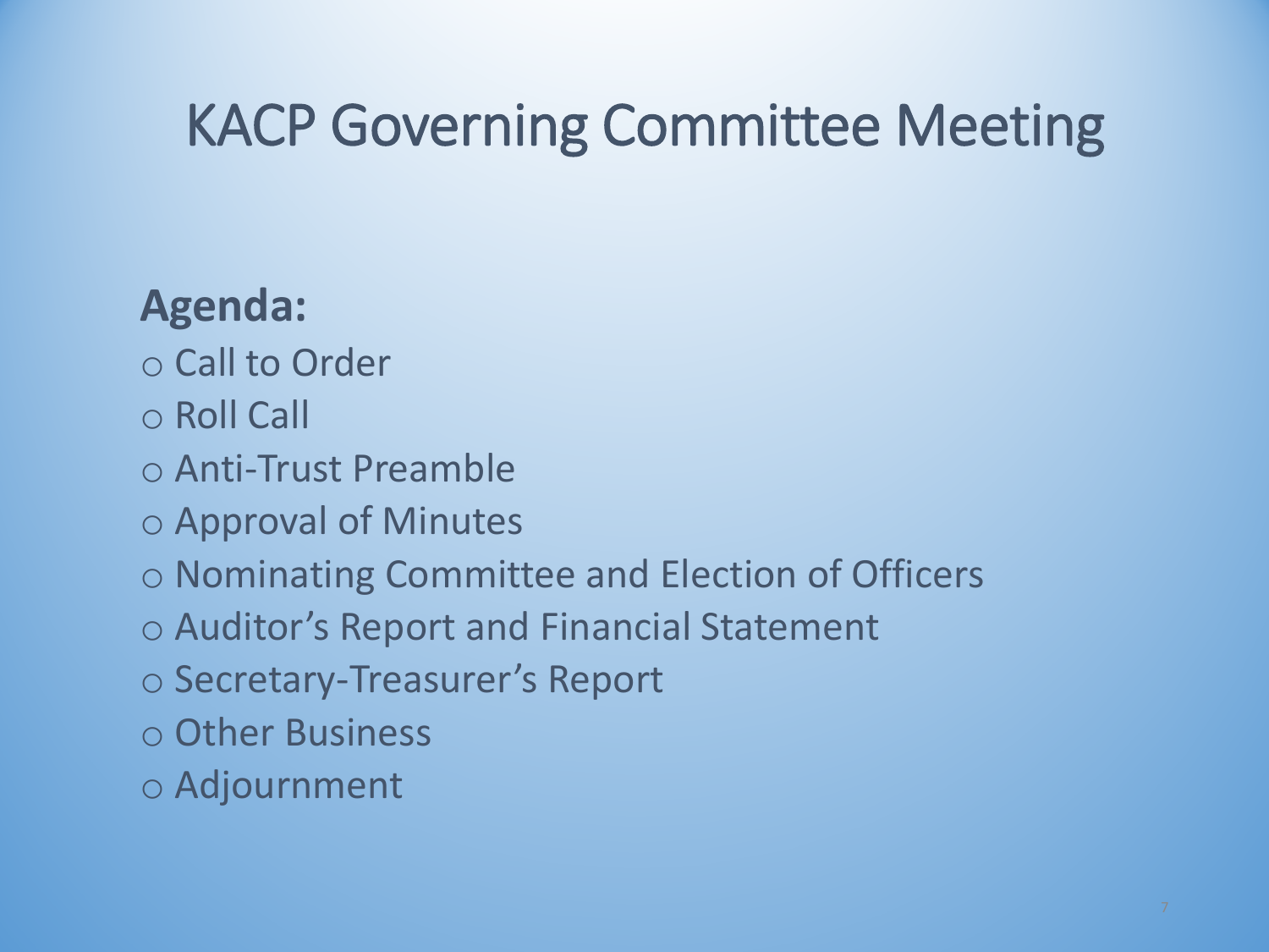# KACP Governing Committee Meeting

**Agenda:**

- Call to Order
- Roll Call
- Anti-Trust Preamble
- Approval of Minutes
- Nominating Committee and Election of Officers
- Auditor's Report and Financial Statement
- Secretary-Treasurer's Report
- Other Business
- Adjournment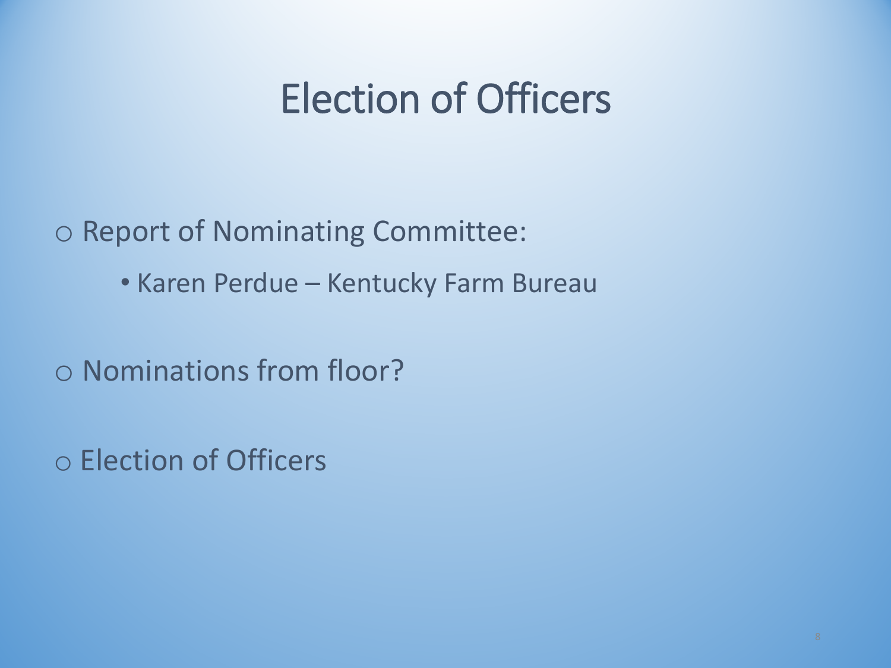# Election of Officers

- Report of Nominating Committee:
  - Karen Perdue – Kentucky Farm Bureau
- Nominations from floor?
- Election of Officers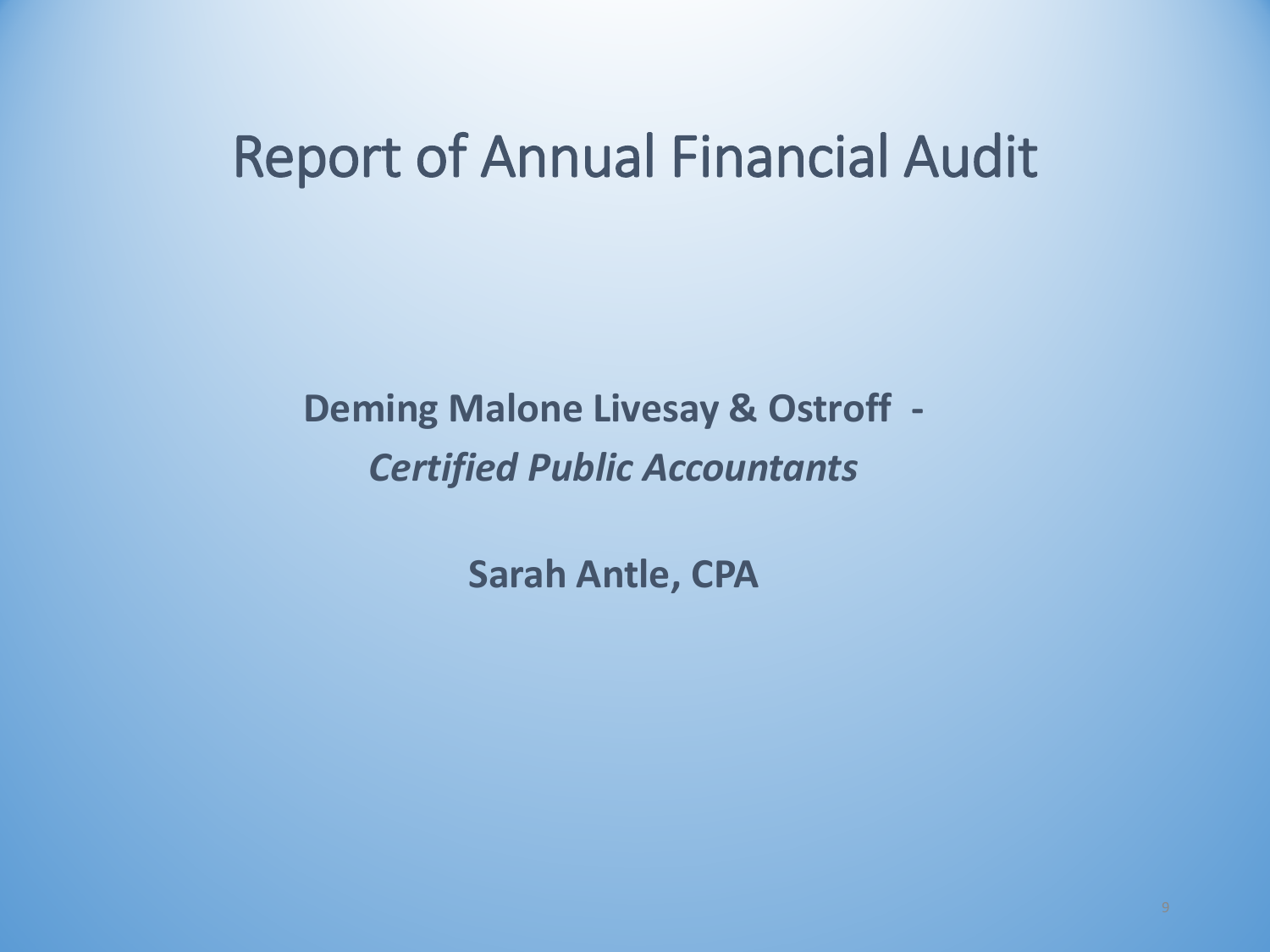# Report of Annual Financial Audit

**Deming Malone Livesay & Ostroff -**
***Certified Public Accountants***

**Sarah Antle, CPA**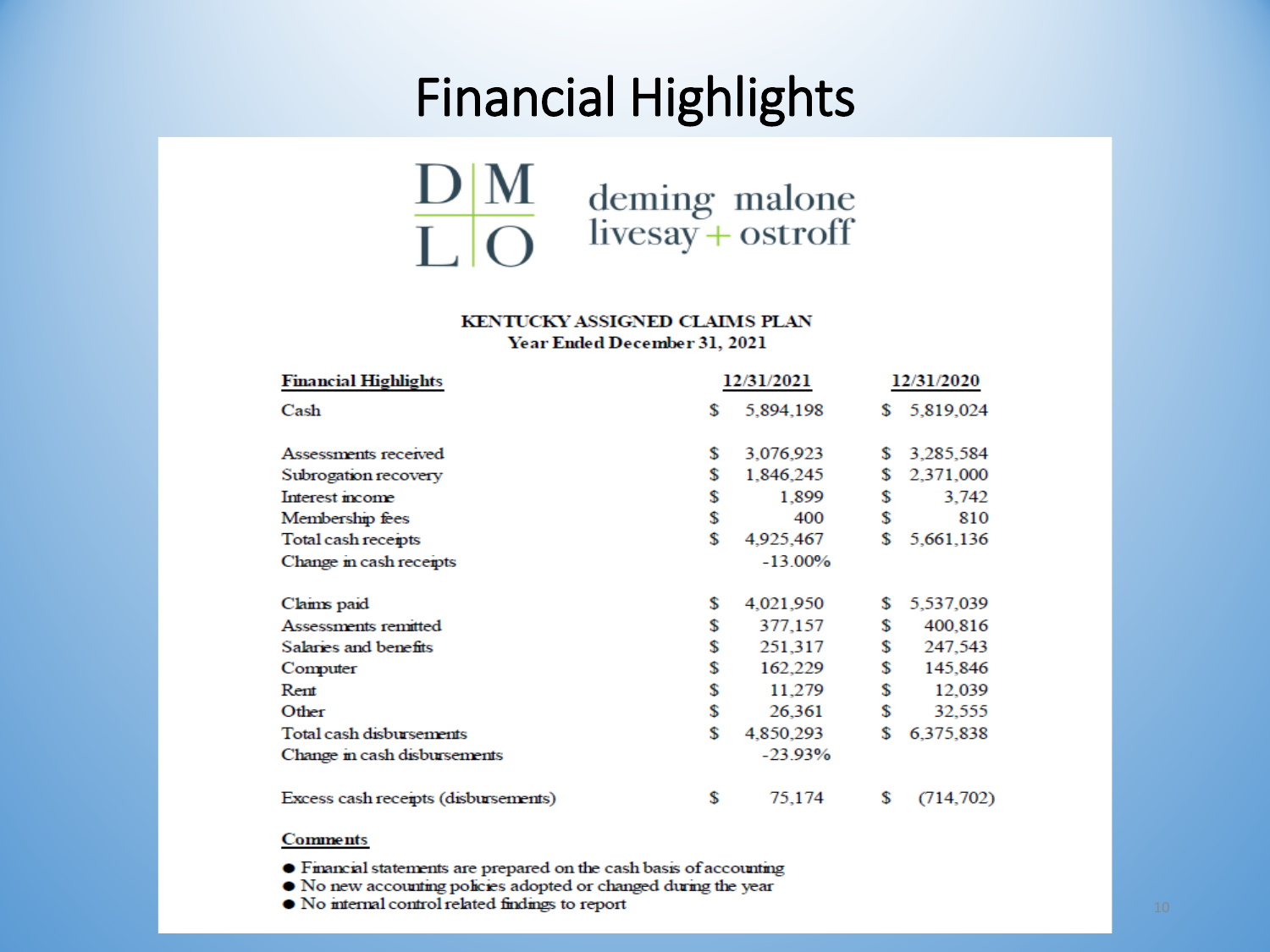# Financial Highlights

deming malone livesay + ostroff

**KENTUCKY ASSIGNED CLAIMS PLAN**
**Year Ended December 31, 2021**

| Financial Highlights | 12/31/2021 | 12/31/2020 |
|---|---|---|
| Cash | $ 5,894,198 | $ 5,819,024 |
| | | |
| Assessments received | $ 3,076,923 | $ 3,285,584 |
| Subrogation recovery | $ 1,846,245 | $ 2,371,000 |
| Interest income | $ 1,899 | $ 3,742 |
| Membership fees | $ 400 | $ 810 |
| Total cash receipts | $ 4,925,467 | $ 5,661,136 |
| Change in cash receipts | -13.00% | |
| | | |
| Claims paid | $ 4,021,950 | $ 5,537,039 |
| Assessments remitted | $ 377,157 | $ 400,816 |
| Salaries and benefits | $ 251,317 | $ 247,543 |
| Computer | $ 162,229 | $ 145,846 |
| Rent | $ 11,279 | $ 12,039 |
| Other | $ 26,361 | $ 32,555 |
| Total cash disbursements | $ 4,850,293 | $ 6,375,838 |
| Change in cash disbursements | -23.93% | |
| | | |
| Excess cash receipts (disbursements) | $ 75,174 | $ (714,702) |

**Comments**

- Financial statements are prepared on the cash basis of accounting
- No new accounting policies adopted or changed during the year
- No internal control related findings to report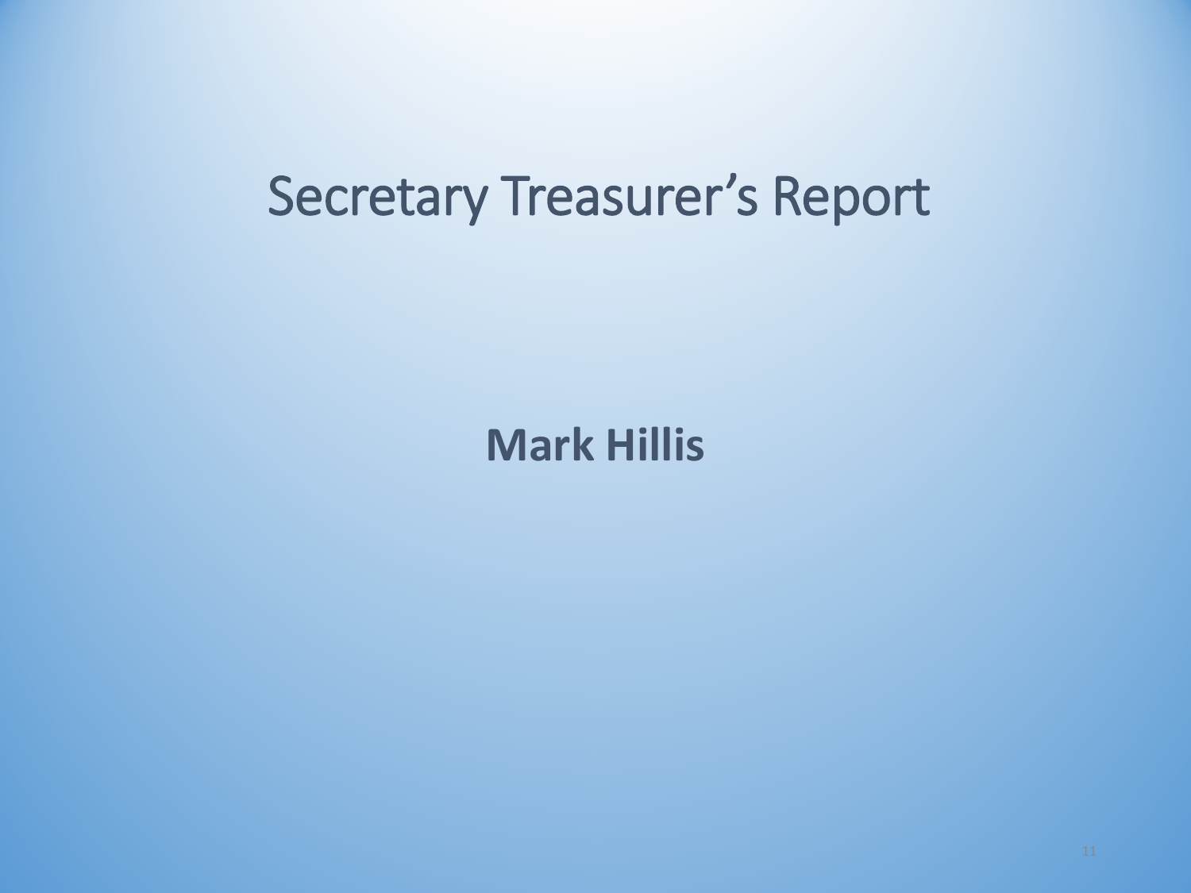# Secretary Treasurer's Report

**Mark Hillis**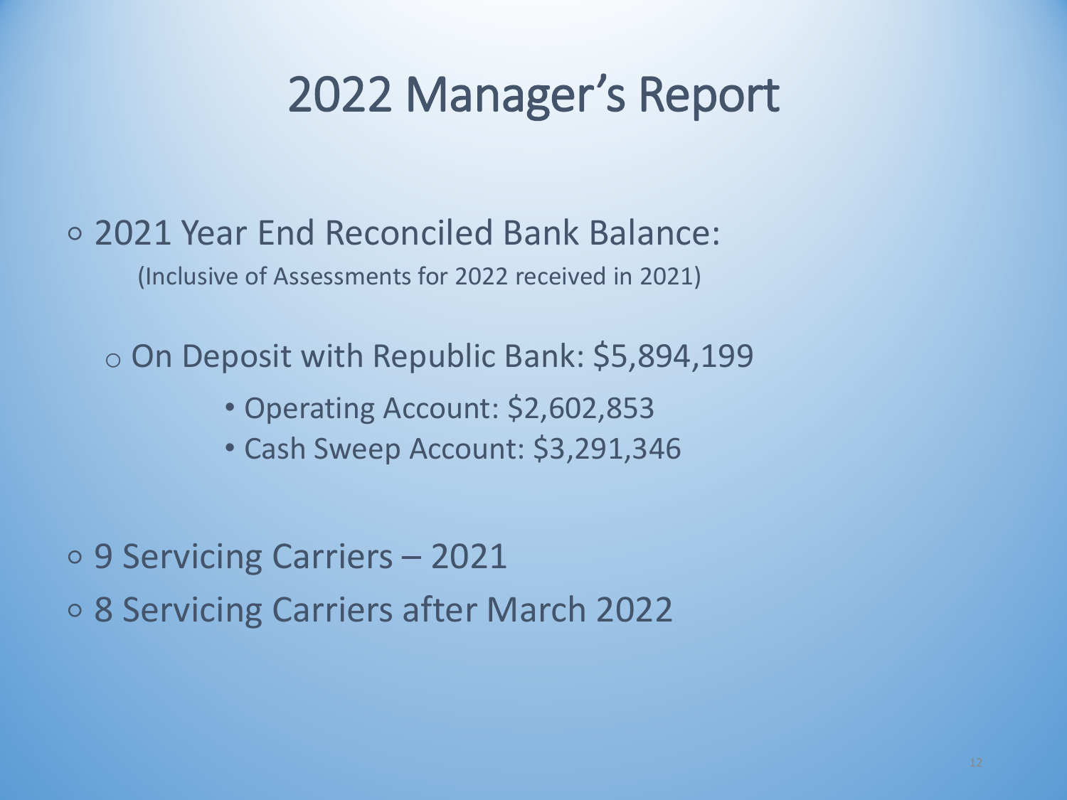# 2022 Manager's Report

- 2021 Year End Reconciled Bank Balance:

  (Inclusive of Assessments for 2022 received in 2021)

  - On Deposit with Republic Bank: $5,894,199
    - Operating Account: $2,602,853
    - Cash Sweep Account: $3,291,346

- 9 Servicing Carriers – 2021
- 8 Servicing Carriers after March 2022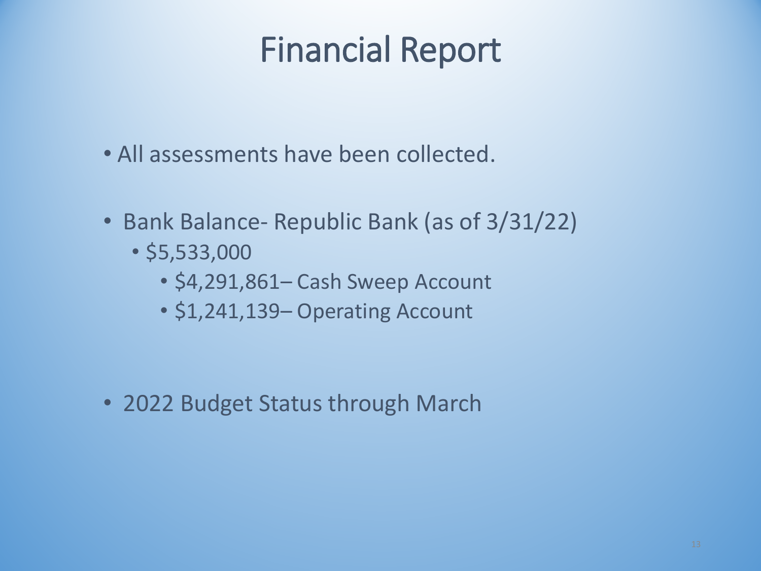# Financial Report

- All assessments have been collected.

- Bank Balance- Republic Bank (as of 3/31/22)
  - $5,533,000
    - $4,291,861– Cash Sweep Account
    - $1,241,139– Operating Account

- 2022 Budget Status through March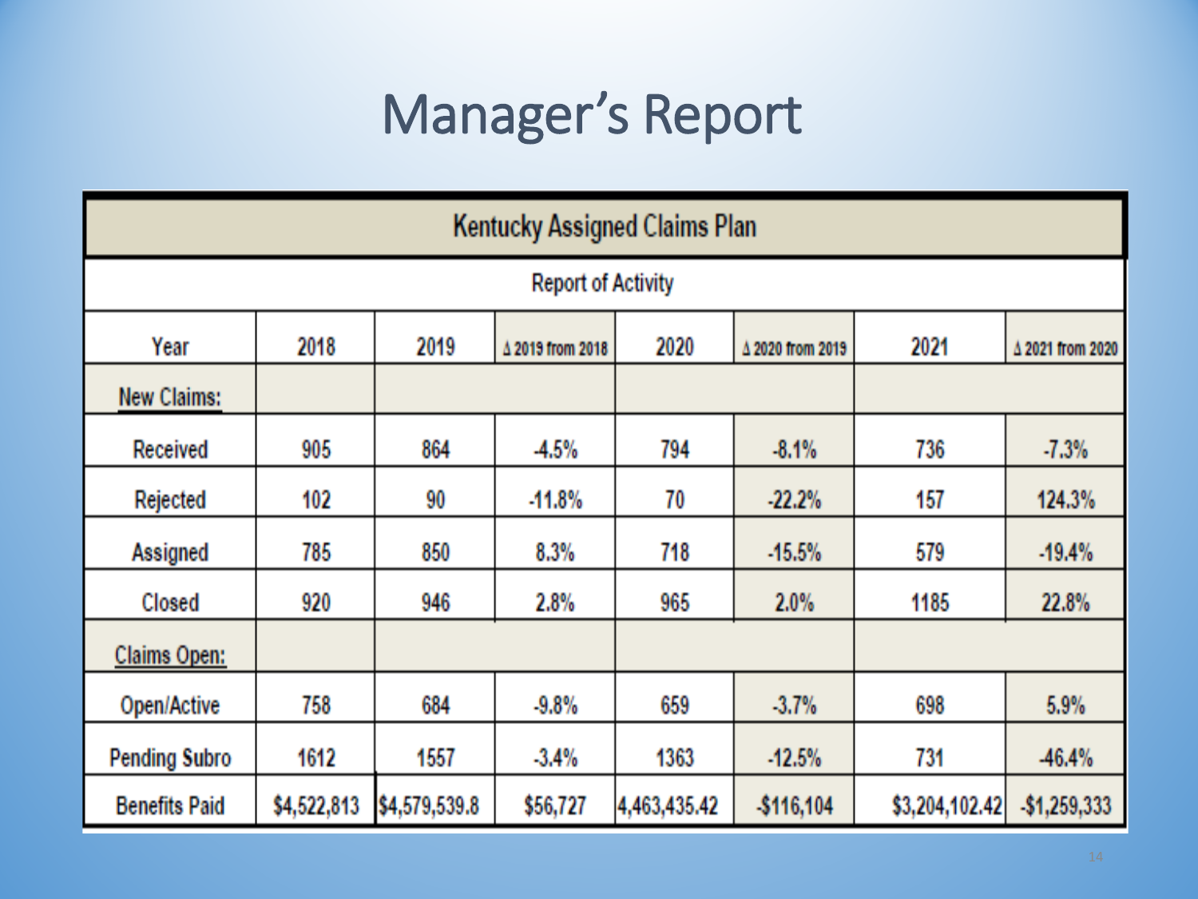# Manager's Report

| Kentucky Assigned Claims Plan | | | | | | | |
|---|---|---|---|---|---|---|---|
| Report of Activity | | | | | | | |
| Year | 2018 | 2019 | Δ 2019 from 2018 | 2020 | Δ 2020 from 2019 | 2021 | Δ 2021 from 2020 |
| New Claims: | | | | | | | |
| Received | 905 | 864 | -4.5% | 794 | -8.1% | 736 | -7.3% |
| Rejected | 102 | 90 | -11.8% | 70 | -22.2% | 157 | 124.3% |
| Assigned | 785 | 850 | 8.3% | 718 | -15.5% | 579 | -19.4% |
| Closed | 920 | 946 | 2.8% | 965 | 2.0% | 1185 | 22.8% |
| Claims Open: | | | | | | | |
| Open/Active | 758 | 684 | -9.8% | 659 | -3.7% | 698 | 5.9% |
| Pending Subro | 1612 | 1557 | -3.4% | 1363 | -12.5% | 731 | -46.4% |
| Benefits Paid | $4,522,813 | $4,579,539.8 | $56,727 | 4,463,435.42 | -$116,104 | $3,204,102.42 | -$1,259,333 |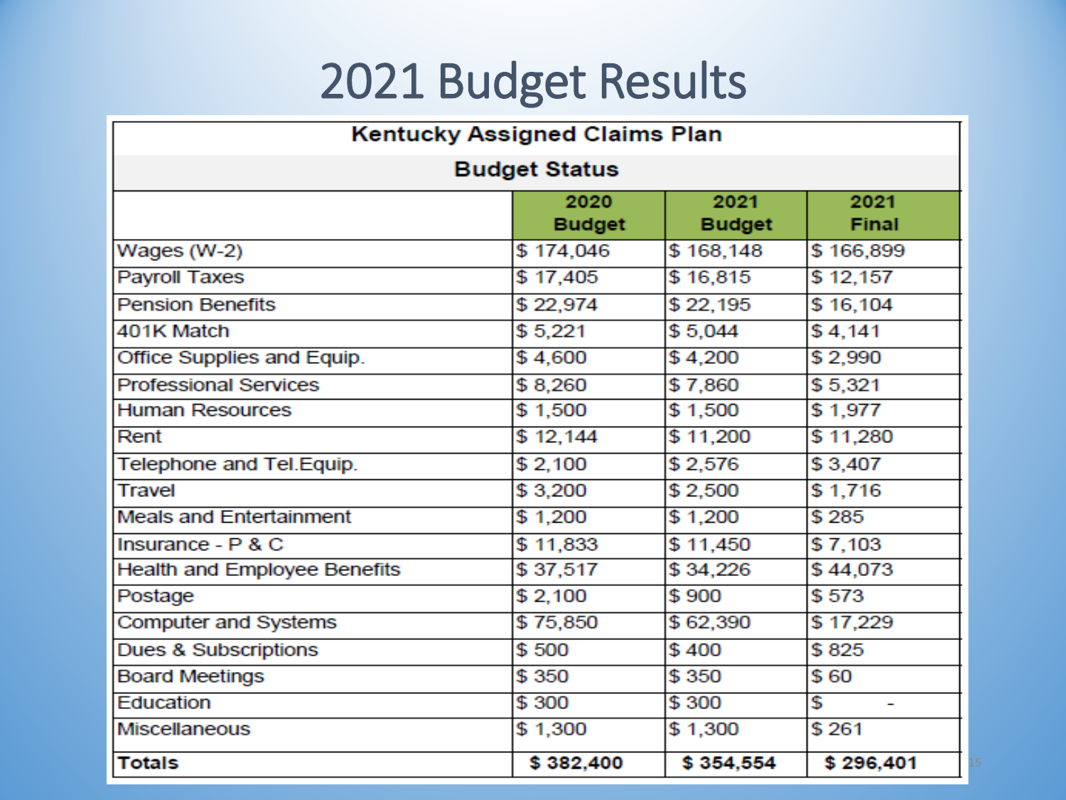# 2021 Budget Results

| Kentucky Assigned Claims Plan | | | |
|---|---|---|---|
| **Budget Status** | | | |
| | **2020 Budget** | **2021 Budget** | **2021 Final** |
| Wages (W-2) | $ 174,046 | $ 168,148 | $ 166,899 |
| Payroll Taxes | $ 17,405 | $ 16,815 | $ 12,157 |
| Pension Benefits | $ 22,974 | $ 22,195 | $ 16,104 |
| 401K Match | $ 5,221 | $ 5,044 | $ 4,141 |
| Office Supplies and Equip. | $ 4,600 | $ 4,200 | $ 2,990 |
| Professional Services | $ 8,260 | $ 7,860 | $ 5,321 |
| Human Resources | $ 1,500 | $ 1,500 | $ 1,977 |
| Rent | $ 12,144 | $ 11,200 | $ 11,280 |
| Telephone and Tel.Equip. | $ 2,100 | $ 2,576 | $ 3,407 |
| Travel | $ 3,200 | $ 2,500 | $ 1,716 |
| Meals and Entertainment | $ 1,200 | $ 1,200 | $ 285 |
| Insurance - P & C | $ 11,833 | $ 11,450 | $ 7,103 |
| Health and Employee Benefits | $ 37,517 | $ 34,226 | $ 44,073 |
| Postage | $ 2,100 | $ 900 | $ 573 |
| Computer and Systems | $ 75,850 | $ 62,390 | $ 17,229 |
| Dues & Subscriptions | $ 500 | $ 400 | $ 825 |
| Board Meetings | $ 350 | $ 350 | $ 60 |
| Education | $ 300 | $ 300 | $ - |
| Miscellaneous | $ 1,300 | $ 1,300 | $ 261 |
| **Totals** | **$ 382,400** | **$ 354,554** | **$ 296,401** |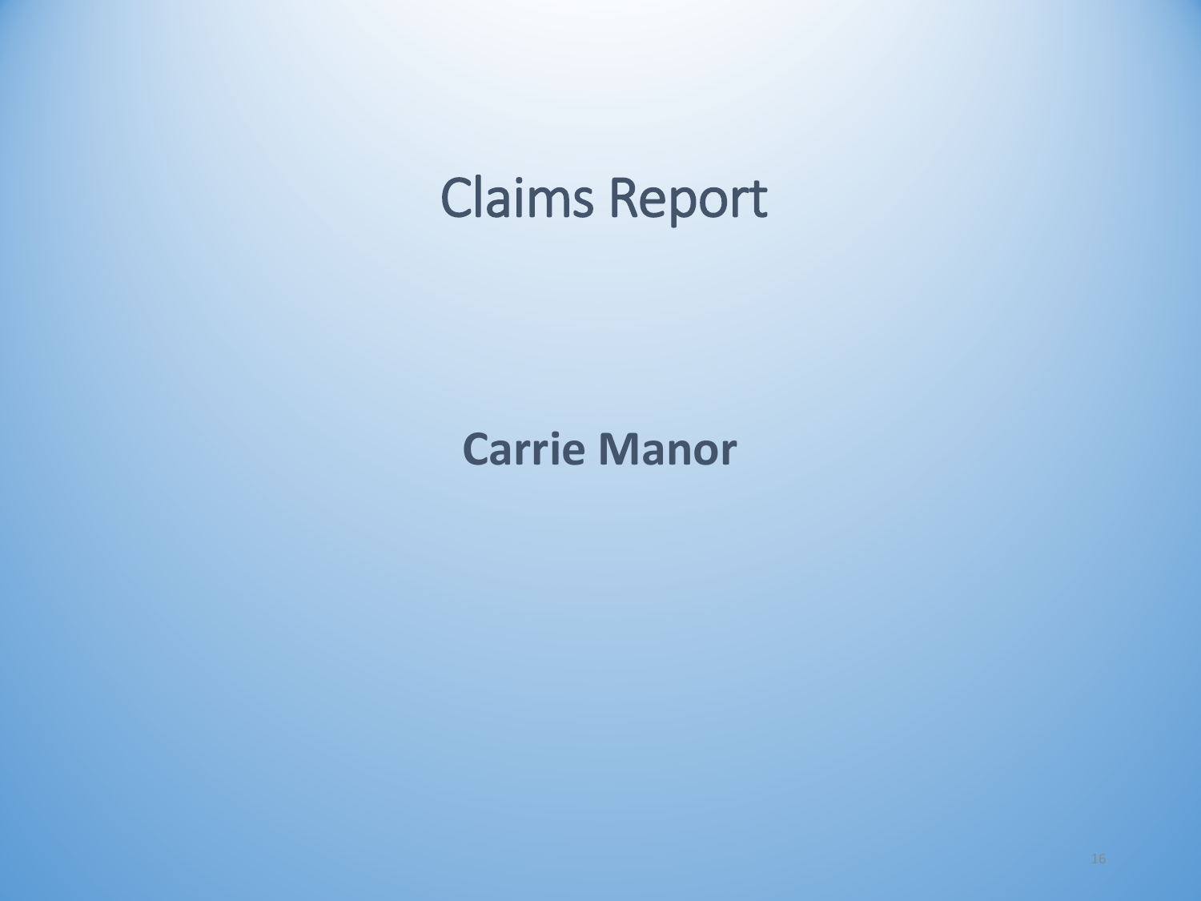# Claims Report

**Carrie Manor**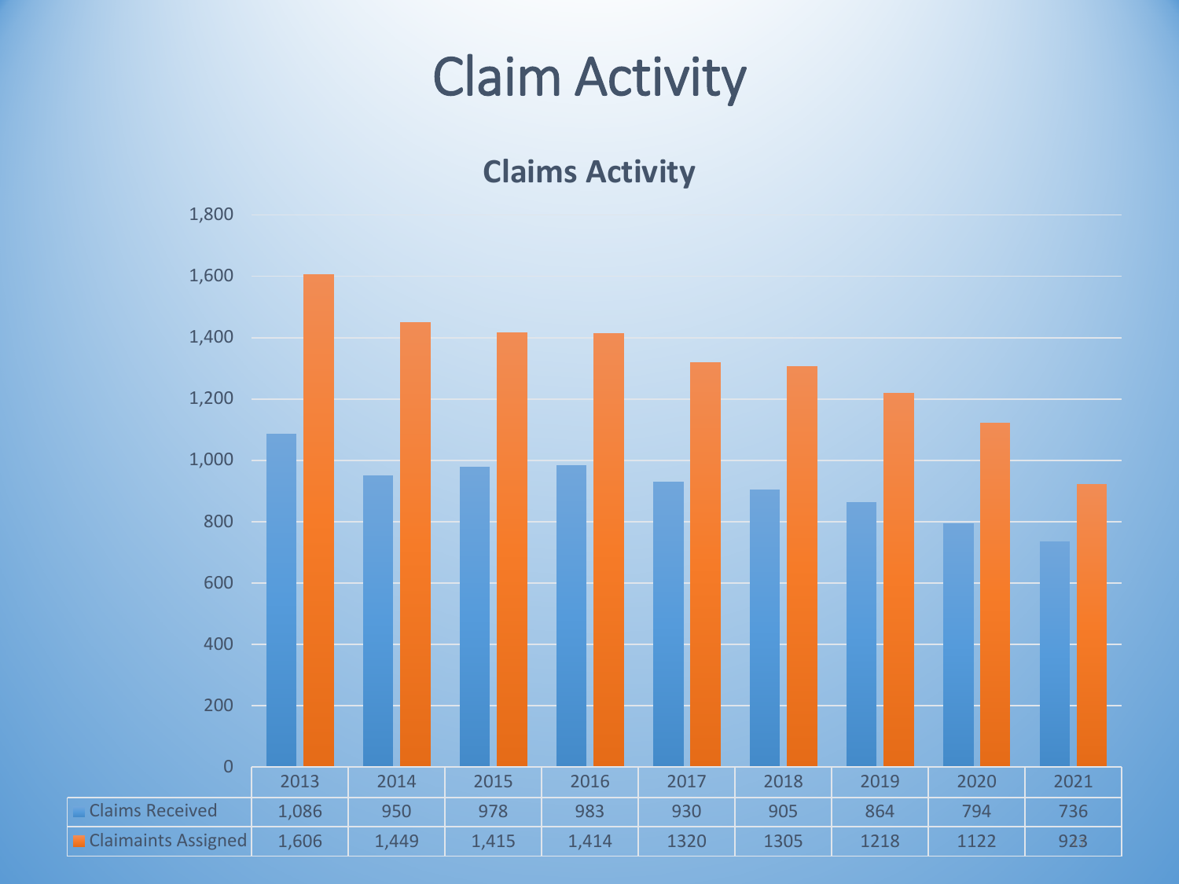# Claim Activity

## Claims Activity

| | 2013 | 2014 | 2015 | 2016 | 2017 | 2018 | 2019 | 2020 | 2021 |
|---|---|---|---|---|---|---|---|---|---|
| Claims Received | 1,086 | 950 | 978 | 983 | 930 | 905 | 864 | 794 | 736 |
| Claimaints Assigned | 1,606 | 1,449 | 1,415 | 1,414 | 1320 | 1305 | 1218 | 1122 | 923 |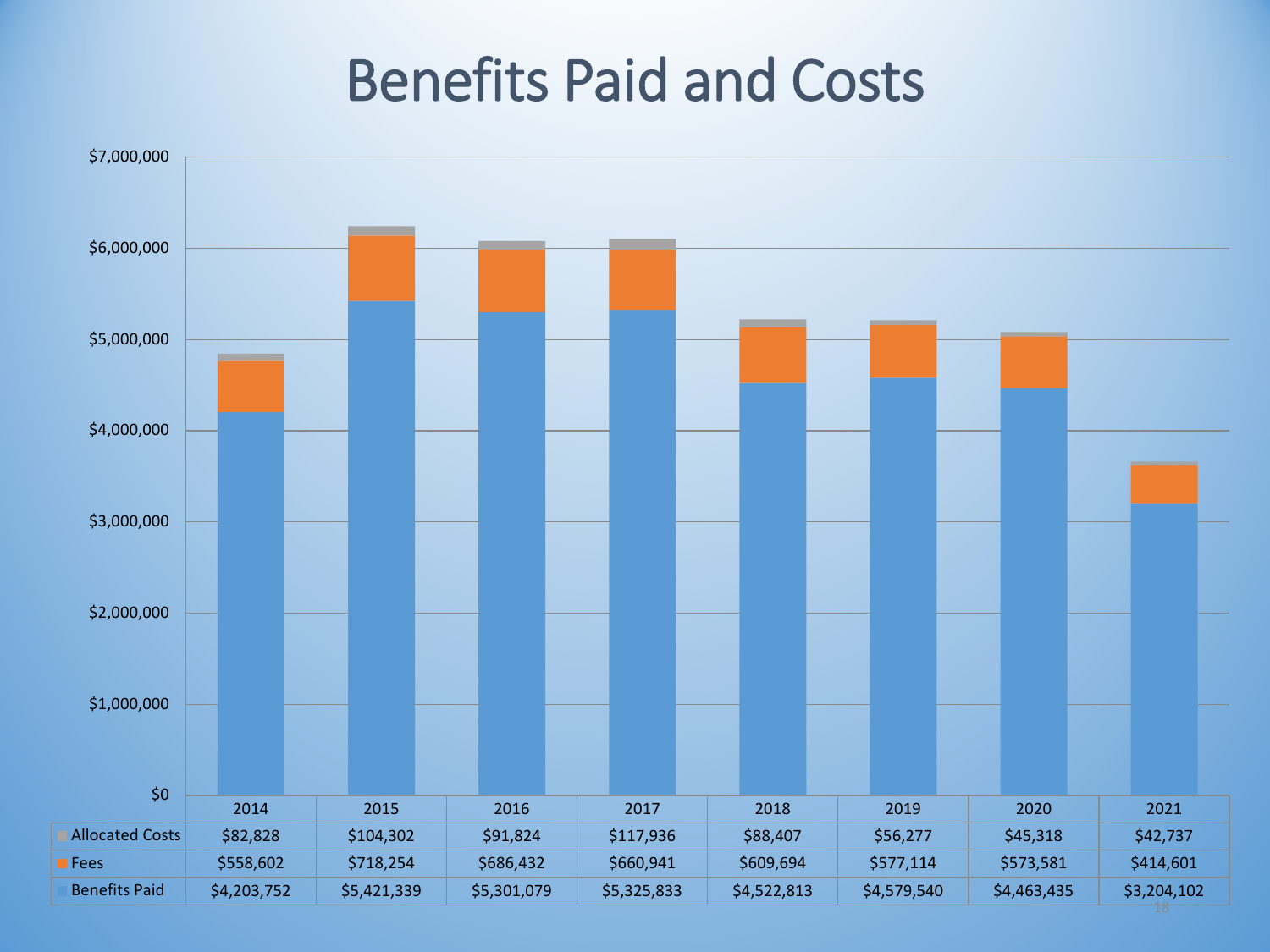# Benefits Paid and Costs

| | 2014 | 2015 | 2016 | 2017 | 2018 | 2019 | 2020 | 2021 |
|---|---|---|---|---|---|---|---|---|
| Allocated Costs | $82,828 | $104,302 | $91,824 | $117,936 | $88,407 | $56,277 | $45,318 | $42,737 |
| Fees | $558,602 | $718,254 | $686,432 | $660,941 | $609,694 | $577,114 | $573,581 | $414,601 |
| Benefits Paid | $4,203,752 | $5,421,339 | $5,301,079 | $5,325,833 | $4,522,813 | $4,579,540 | $4,463,435 | $3,204,102 |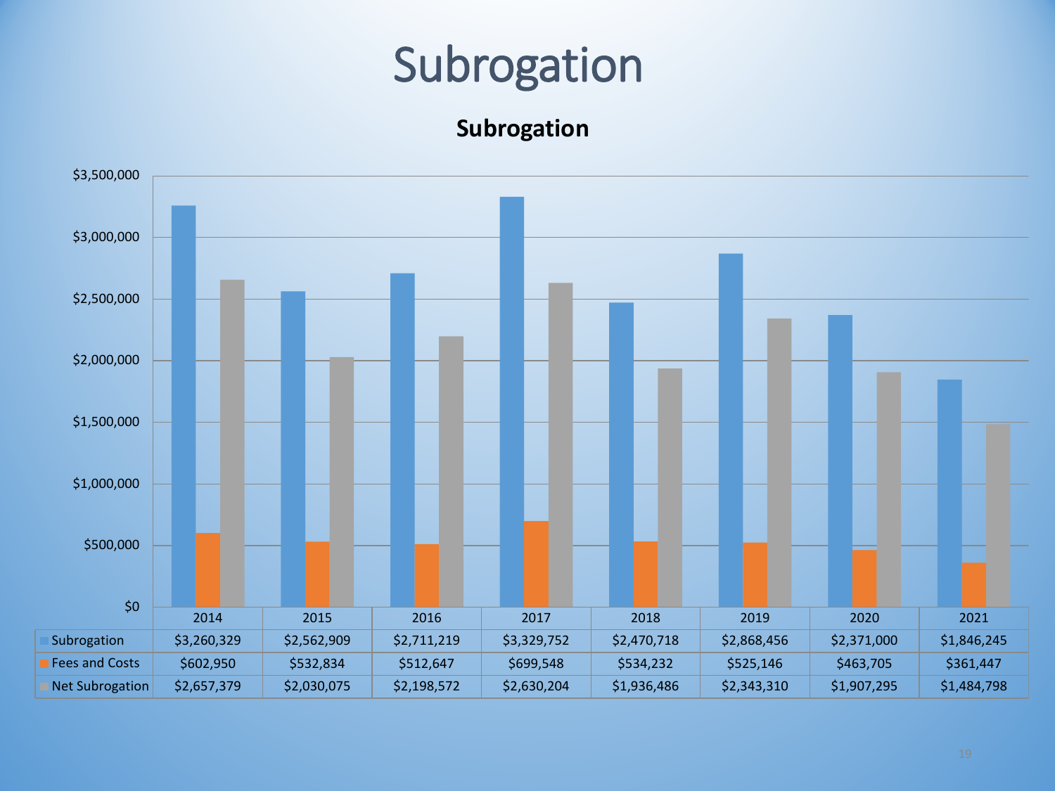# Subrogation

**Subrogation**

| | 2014 | 2015 | 2016 | 2017 | 2018 | 2019 | 2020 | 2021 |
|---|---|---|---|---|---|---|---|---|
| Subrogation | $3,260,329 | $2,562,909 | $2,711,219 | $3,329,752 | $2,470,718 | $2,868,456 | $2,371,000 | $1,846,245 |
| Fees and Costs | $602,950 | $532,834 | $512,647 | $699,548 | $534,232 | $525,146 | $463,705 | $361,447 |
| Net Subrogation | $2,657,379 | $2,030,075 | $2,198,572 | $2,630,204 | $1,936,486 | $2,343,310 | $1,907,295 | $1,484,798 |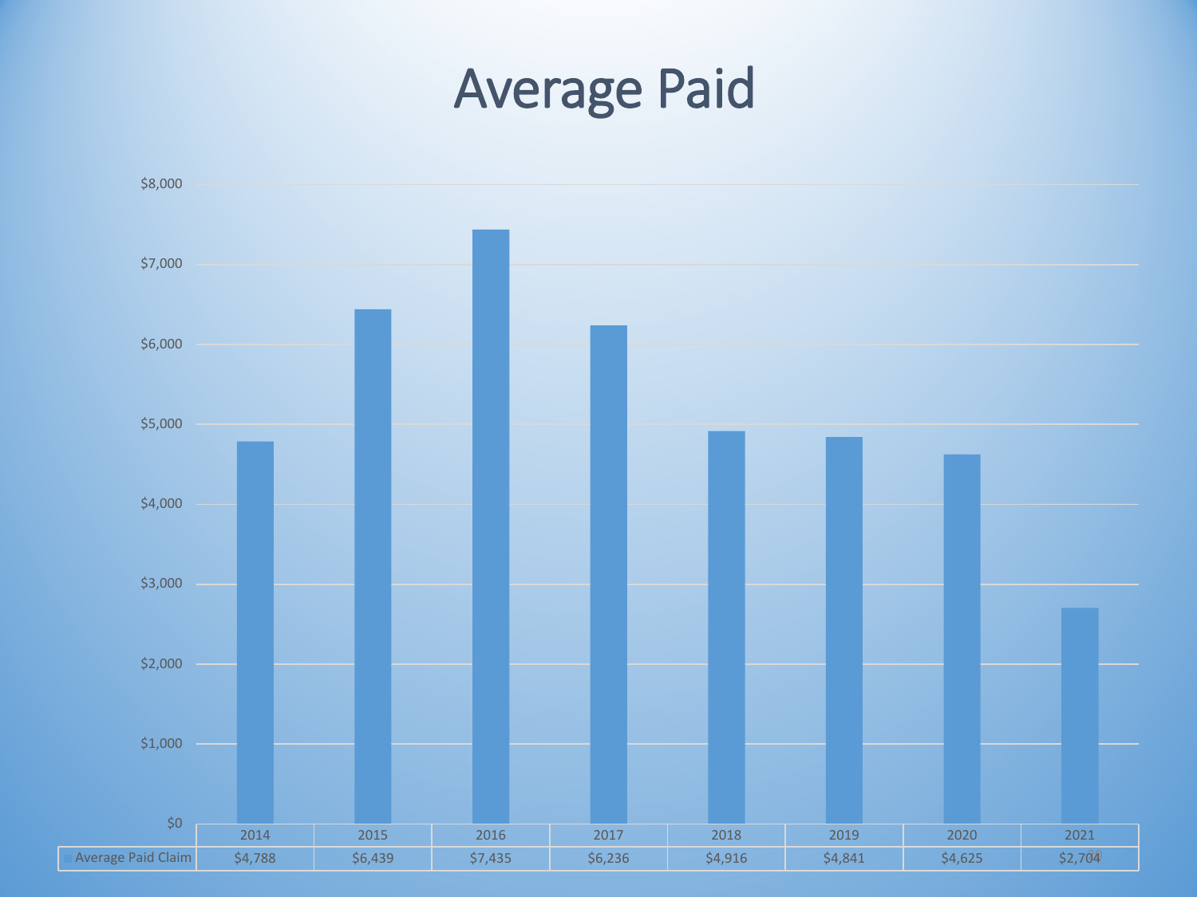# Average Paid

| | 2014 | 2015 | 2016 | 2017 | 2018 | 2019 | 2020 | 2021 |
|---|---|---|---|---|---|---|---|---|
| Average Paid Claim | $4,788 | $6,439 | $7,435 | $6,236 | $4,916 | $4,841 | $4,625 | $2,704 |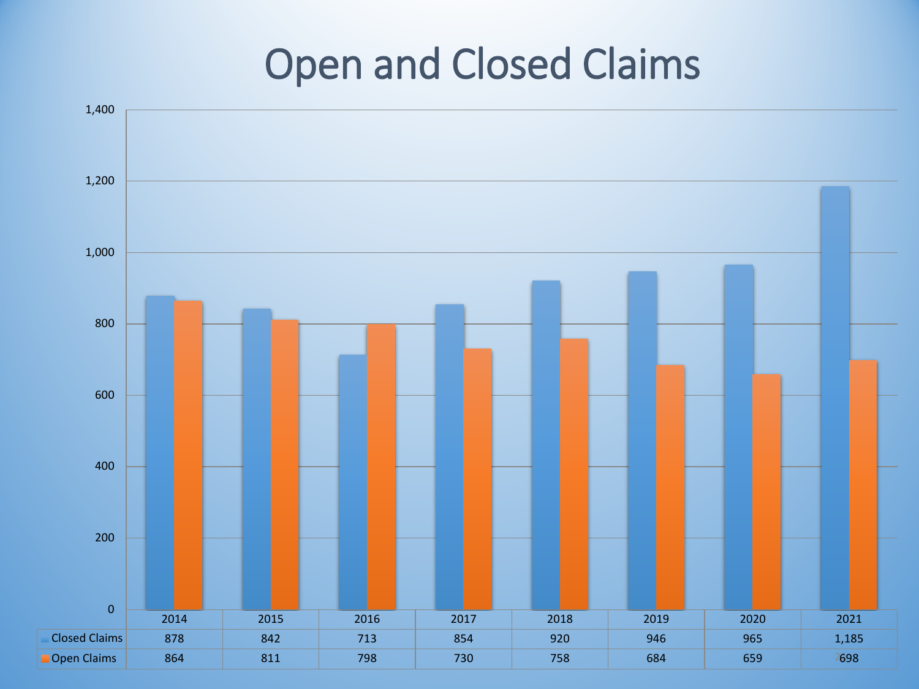# Open and Closed Claims

|  | 2014 | 2015 | 2016 | 2017 | 2018 | 2019 | 2020 | 2021 |
|---|---|---|---|---|---|---|---|---|
| Closed Claims | 878 | 842 | 713 | 854 | 920 | 946 | 965 | 1,185 |
| Open Claims | 864 | 811 | 798 | 730 | 758 | 684 | 659 | 698 |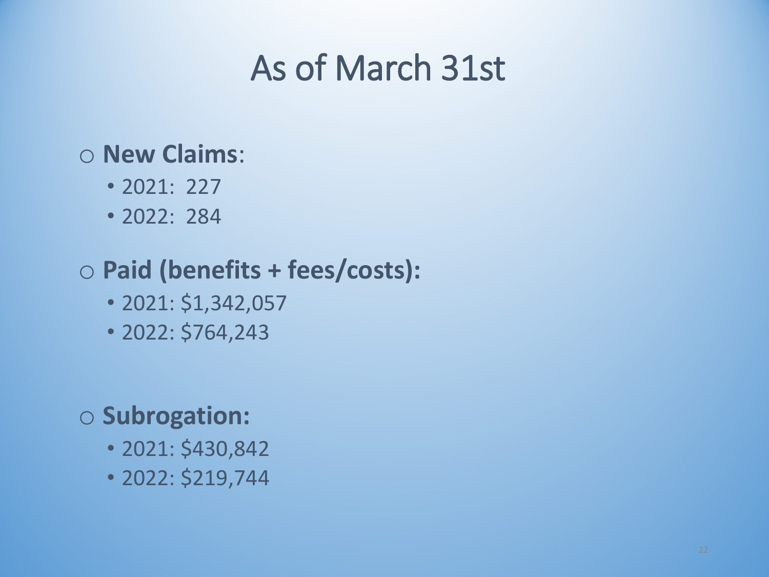# As of March 31st

- **New Claims**:
  - 2021: 227
  - 2022: 284
- **Paid (benefits + fees/costs):**
  - 2021: $1,342,057
  - 2022: $764,243
- **Subrogation:**
  - 2021: $430,842
  - 2022: $219,744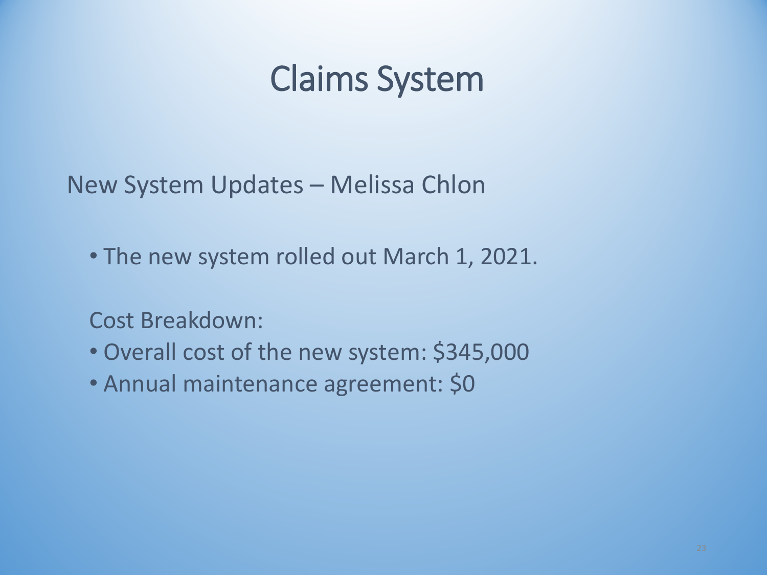# Claims System

New System Updates – Melissa Chlon

- The new system rolled out March 1, 2021.

Cost Breakdown:

- Overall cost of the new system: $345,000
- Annual maintenance agreement: $0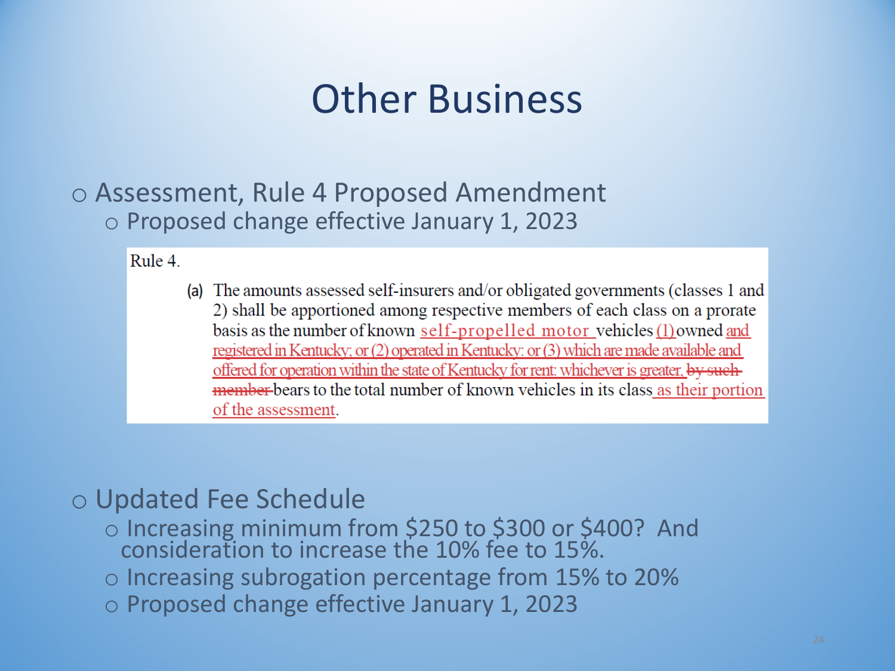# Other Business

- Assessment, Rule 4 Proposed Amendment
  - Proposed change effective January 1, 2023

Rule 4.

(a) The amounts assessed self-insurers and/or obligated governments (classes 1 and 2) shall be apportioned among respective members of each class on a prorate basis as the number of known self-propelled motor vehicles (1) owned and registered in Kentucky; or (2) operated in Kentucky; or (3) which are made available and offered for operation within the state of Kentucky for rent; whichever is greater, ~~by such member~~ bears to the total number of known vehicles in its class as their portion of the assessment.

- Updated Fee Schedule
  - Increasing minimum from $250 to $300 or $400? And consideration to increase the 10% fee to 15%.
  - Increasing subrogation percentage from 15% to 20%
  - Proposed change effective January 1, 2023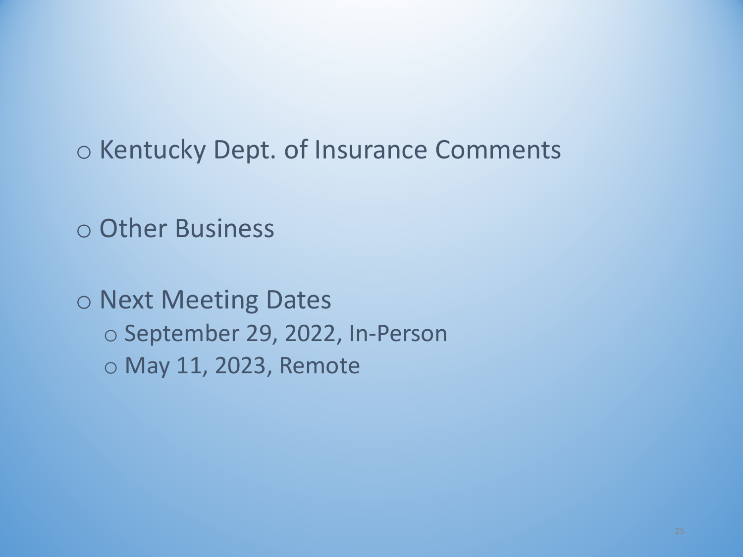- Kentucky Dept. of Insurance Comments

- Other Business

- Next Meeting Dates
  - September 29, 2022, In-Person
  - May 11, 2023, Remote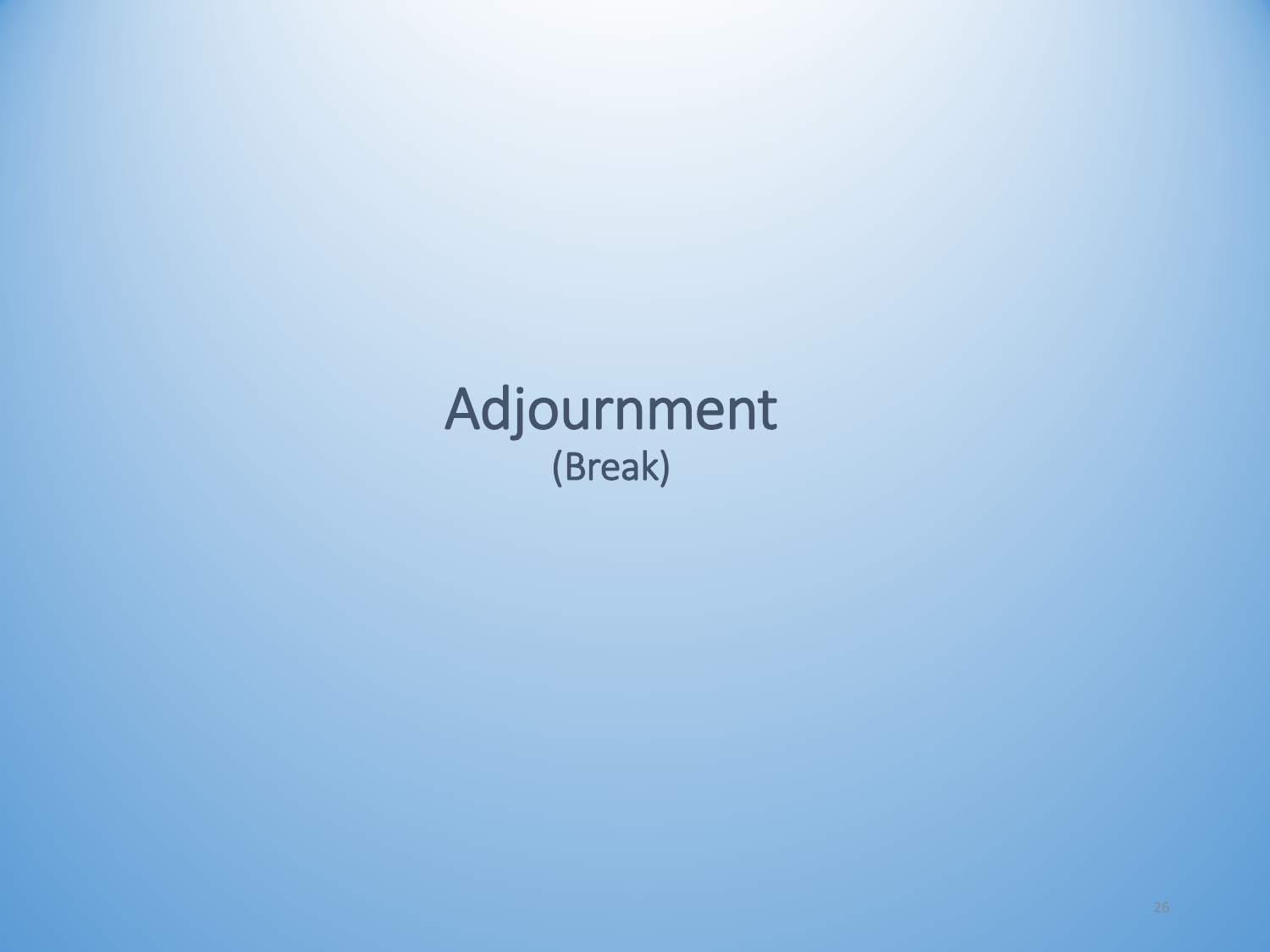# Adjournment

(Break)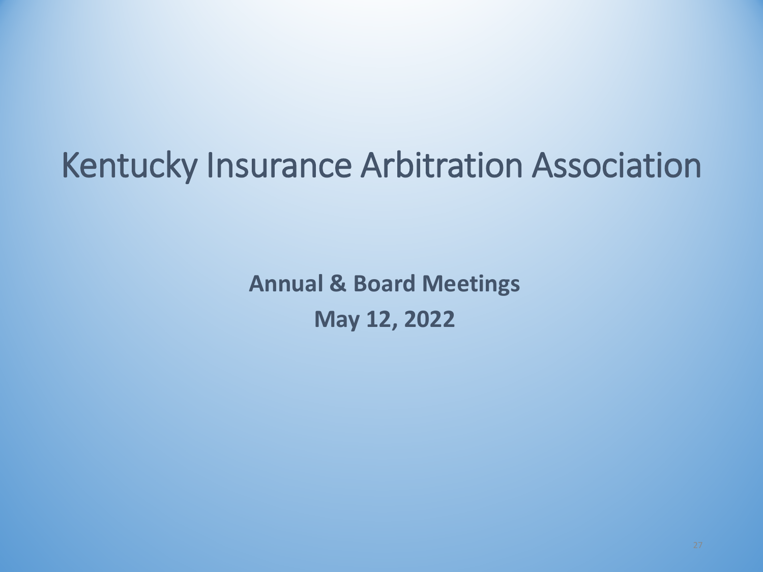# Kentucky Insurance Arbitration Association

**Annual & Board Meetings**

**May 12, 2022**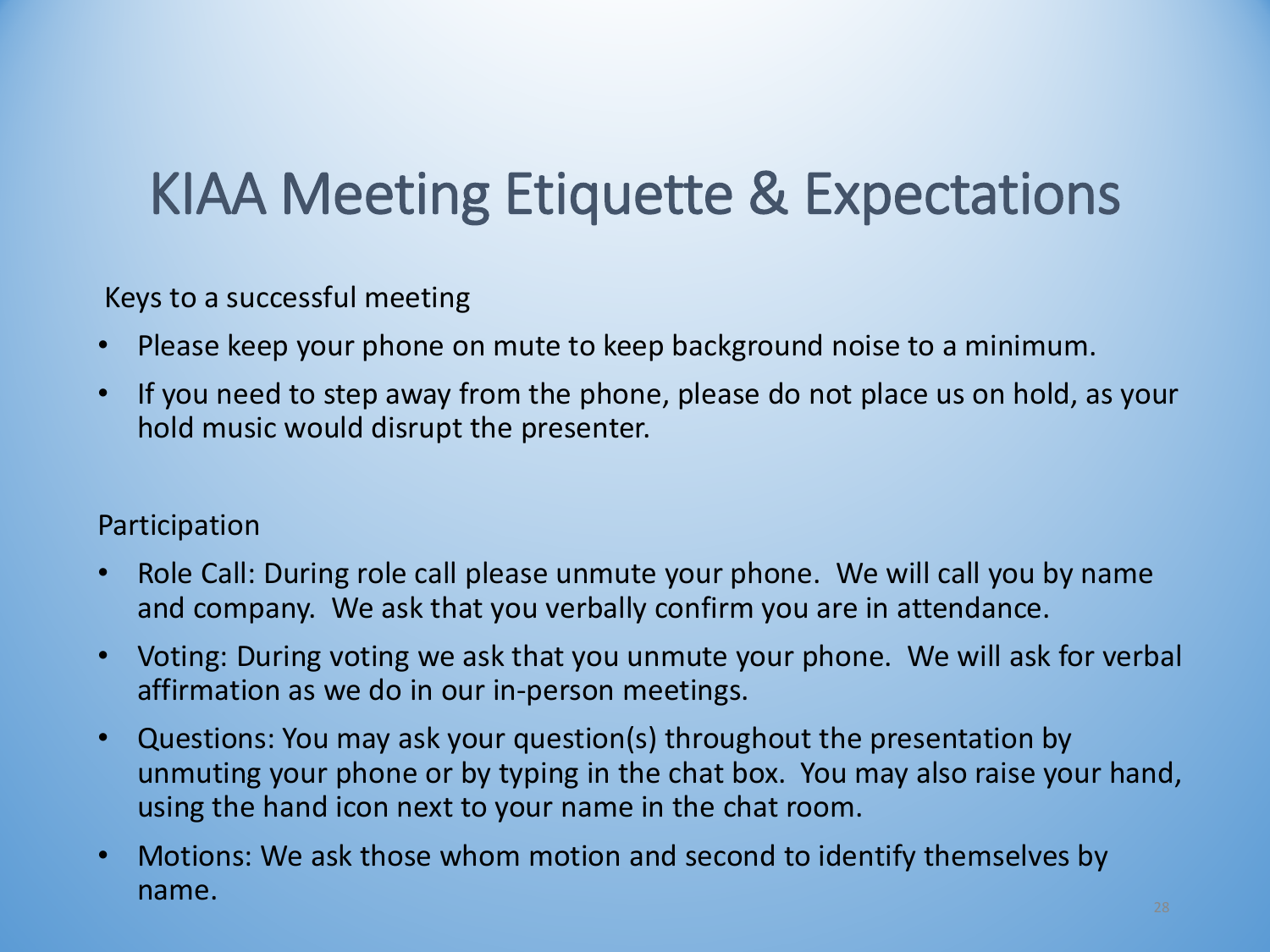# KIAA Meeting Etiquette & Expectations

Keys to a successful meeting

- Please keep your phone on mute to keep background noise to a minimum.
- If you need to step away from the phone, please do not place us on hold, as your hold music would disrupt the presenter.

Participation

- Role Call: During role call please unmute your phone. We will call you by name and company. We ask that you verbally confirm you are in attendance.
- Voting: During voting we ask that you unmute your phone. We will ask for verbal affirmation as we do in our in-person meetings.
- Questions: You may ask your question(s) throughout the presentation by unmuting your phone or by typing in the chat box. You may also raise your hand, using the hand icon next to your name in the chat room.
- Motions: We ask those whom motion and second to identify themselves by name.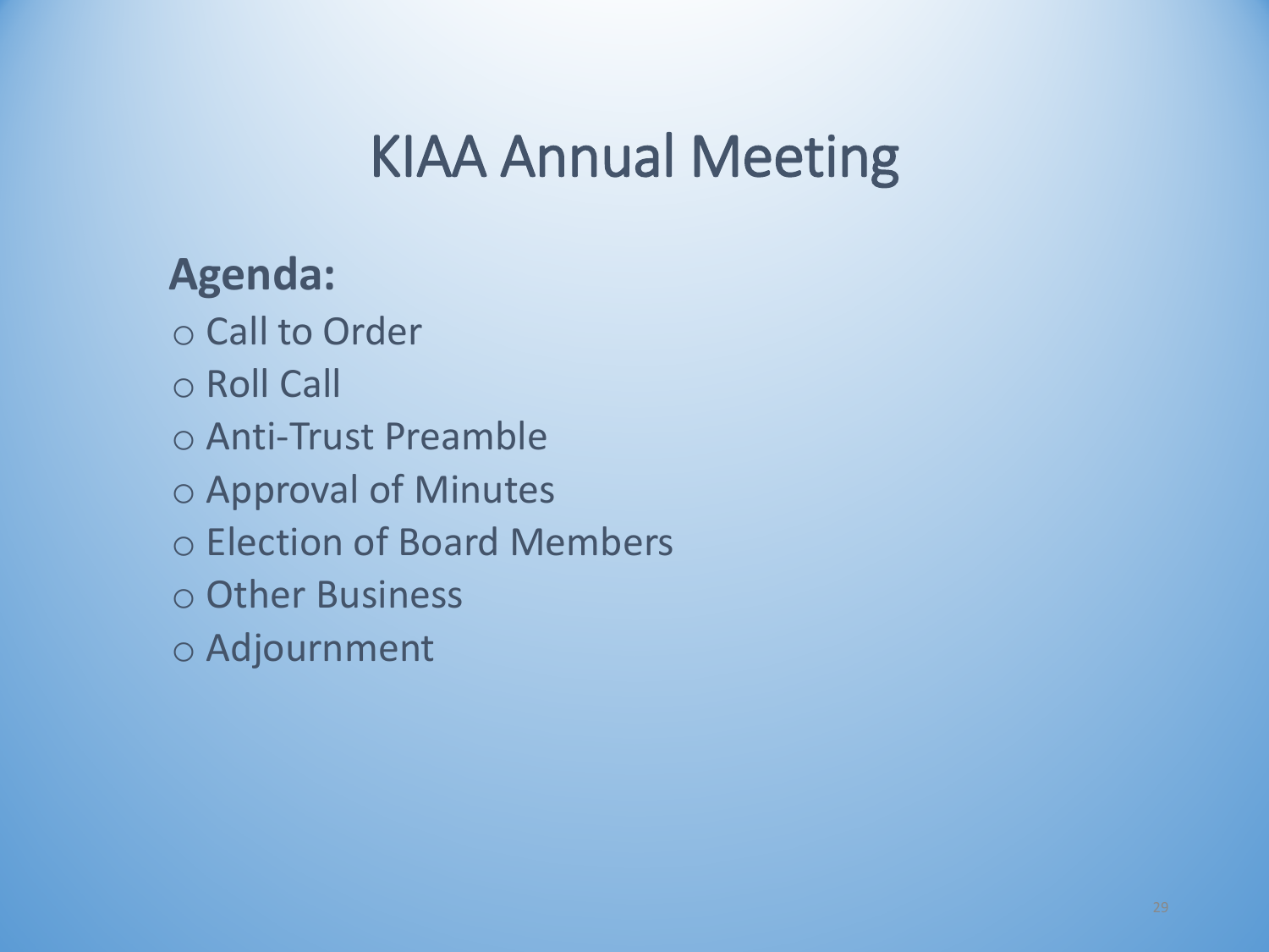# KIAA Annual Meeting

**Agenda:**

- Call to Order
- Roll Call
- Anti-Trust Preamble
- Approval of Minutes
- Election of Board Members
- Other Business
- Adjournment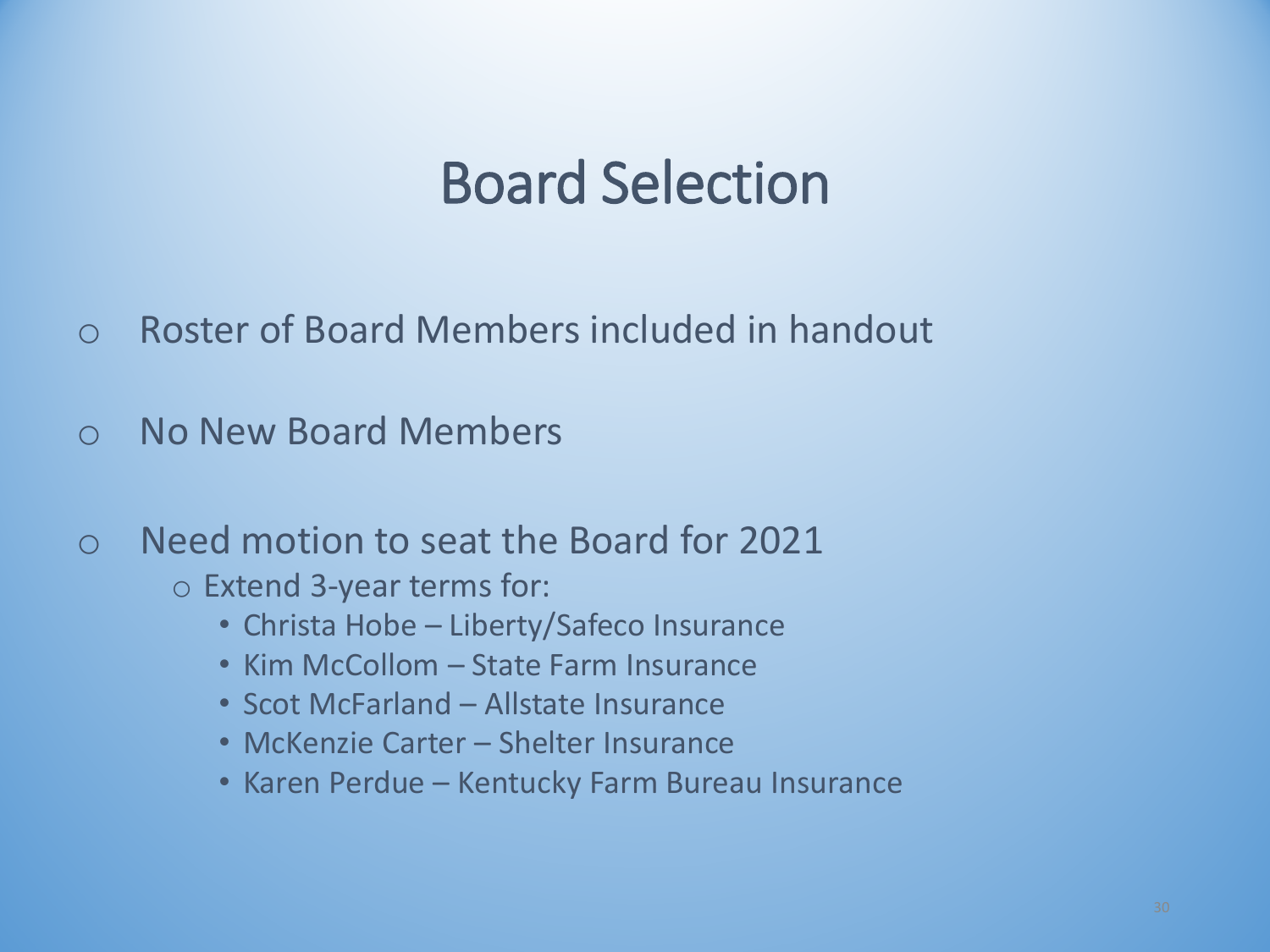# Board Selection

- Roster of Board Members included in handout
- No New Board Members
- Need motion to seat the Board for 2021
  - Extend 3-year terms for:
    - Christa Hobe – Liberty/Safeco Insurance
    - Kim McCollom – State Farm Insurance
    - Scot McFarland – Allstate Insurance
    - McKenzie Carter – Shelter Insurance
    - Karen Perdue – Kentucky Farm Bureau Insurance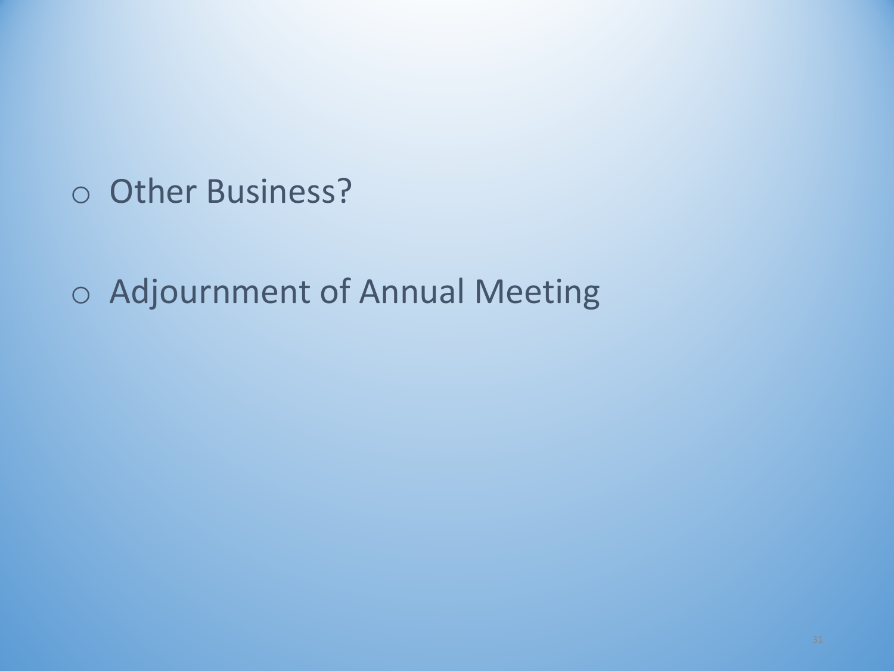- Other Business?

- Adjournment of Annual Meeting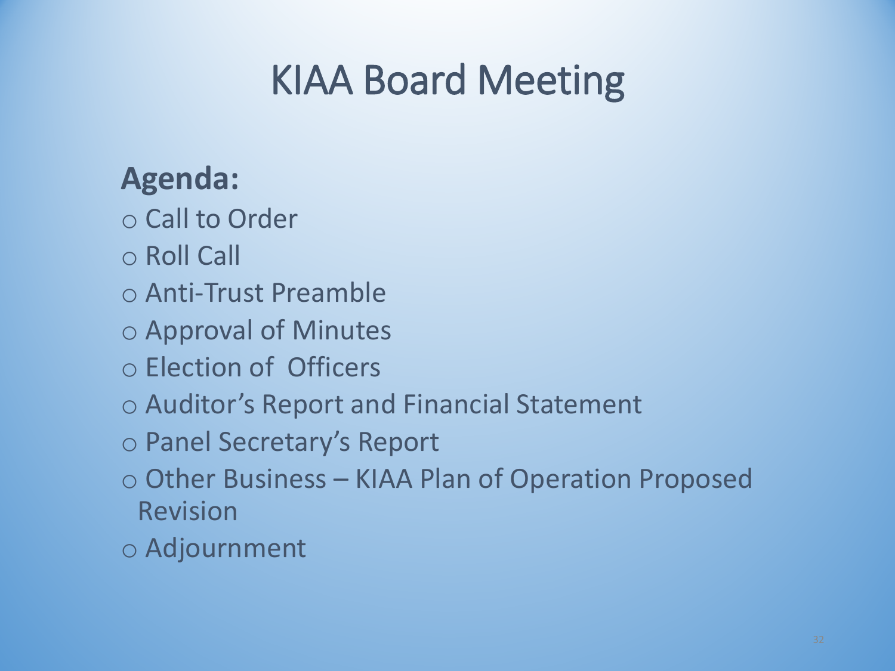# KIAA Board Meeting

**Agenda:**

- Call to Order
- Roll Call
- Anti-Trust Preamble
- Approval of Minutes
- Election of Officers
- Auditor's Report and Financial Statement
- Panel Secretary's Report
- Other Business – KIAA Plan of Operation Proposed Revision
- Adjournment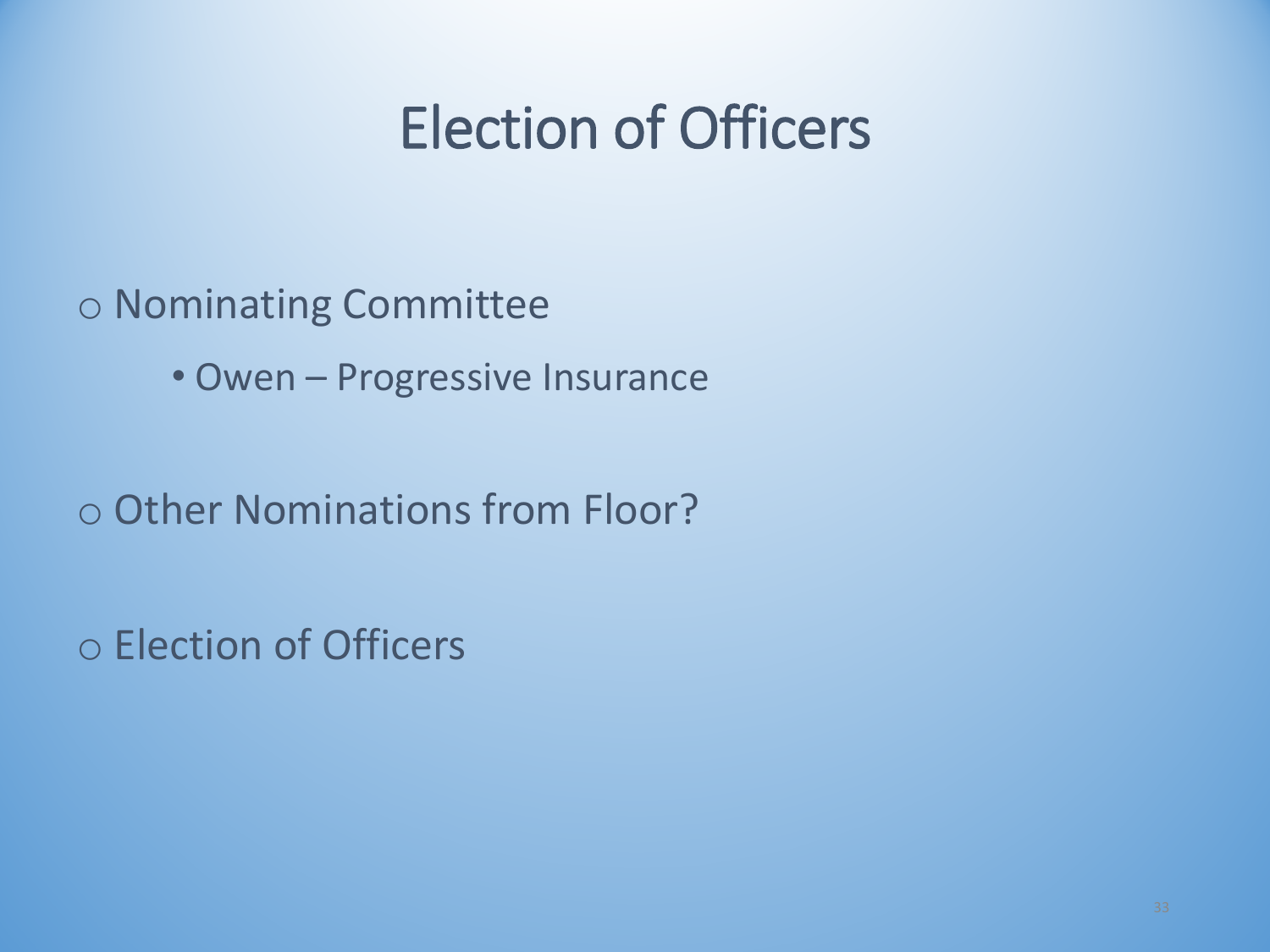# Election of Officers

- Nominating Committee
  - Owen – Progressive Insurance

- Other Nominations from Floor?

- Election of Officers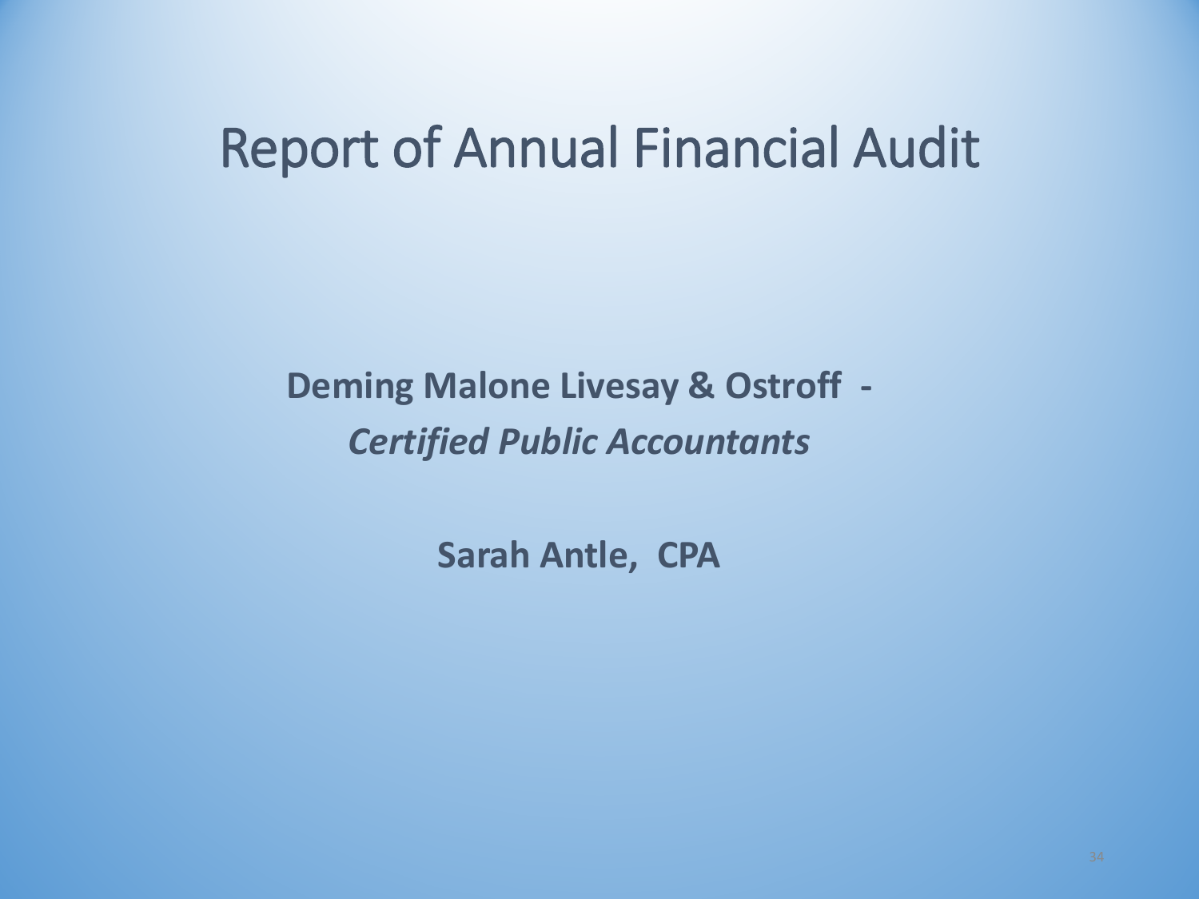# Report of Annual Financial Audit

**Deming Malone Livesay & Ostroff -**
***Certified Public Accountants***

**Sarah Antle, CPA**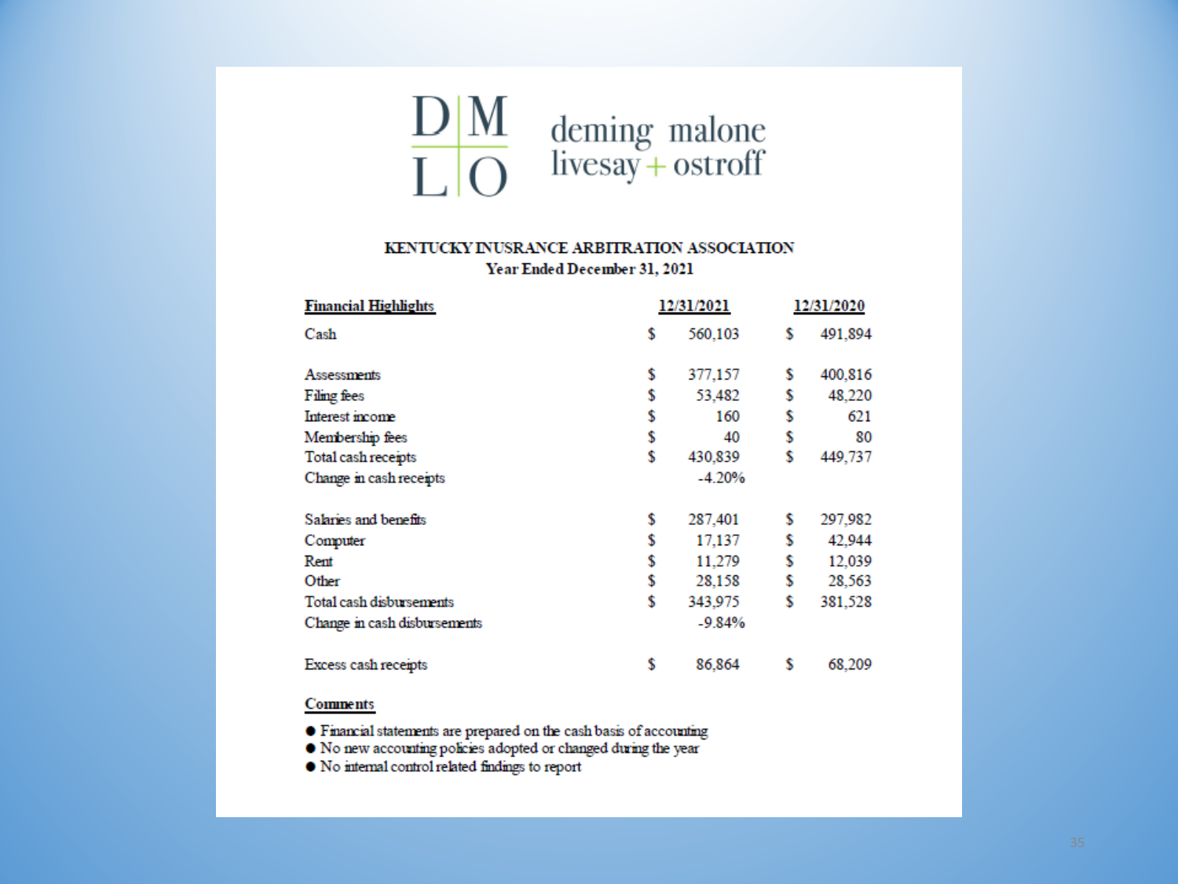deming malone livesay + ostroff

**KENTUCKY INUSRANCE ARBITRATION ASSOCIATION**
**Year Ended December 31, 2021**

| **Financial Highlights** | **12/31/2021** | **12/31/2020** |
|---|---|---|
| Cash | $ 560,103 | $ 491,894 |
| | | |
| Assessments | $ 377,157 | $ 400,816 |
| Filing fees | $ 53,482 | $ 48,220 |
| Interest income | $ 160 | $ 621 |
| Membership fees | $ 40 | $ 80 |
| Total cash receipts | $ 430,839 | $ 449,737 |
| Change in cash receipts | -4.20% | |
| | | |
| Salaries and benefits | $ 287,401 | $ 297,982 |
| Computer | $ 17,137 | $ 42,944 |
| Rent | $ 11,279 | $ 12,039 |
| Other | $ 28,158 | $ 28,563 |
| Total cash disbursements | $ 343,975 | $ 381,528 |
| Change in cash disbursements | -9.84% | |
| | | |
| Excess cash receipts | $ 86,864 | $ 68,209 |

**Comments**

- Financial statements are prepared on the cash basis of accounting
- No new accounting policies adopted or changed during the year
- No internal control related findings to report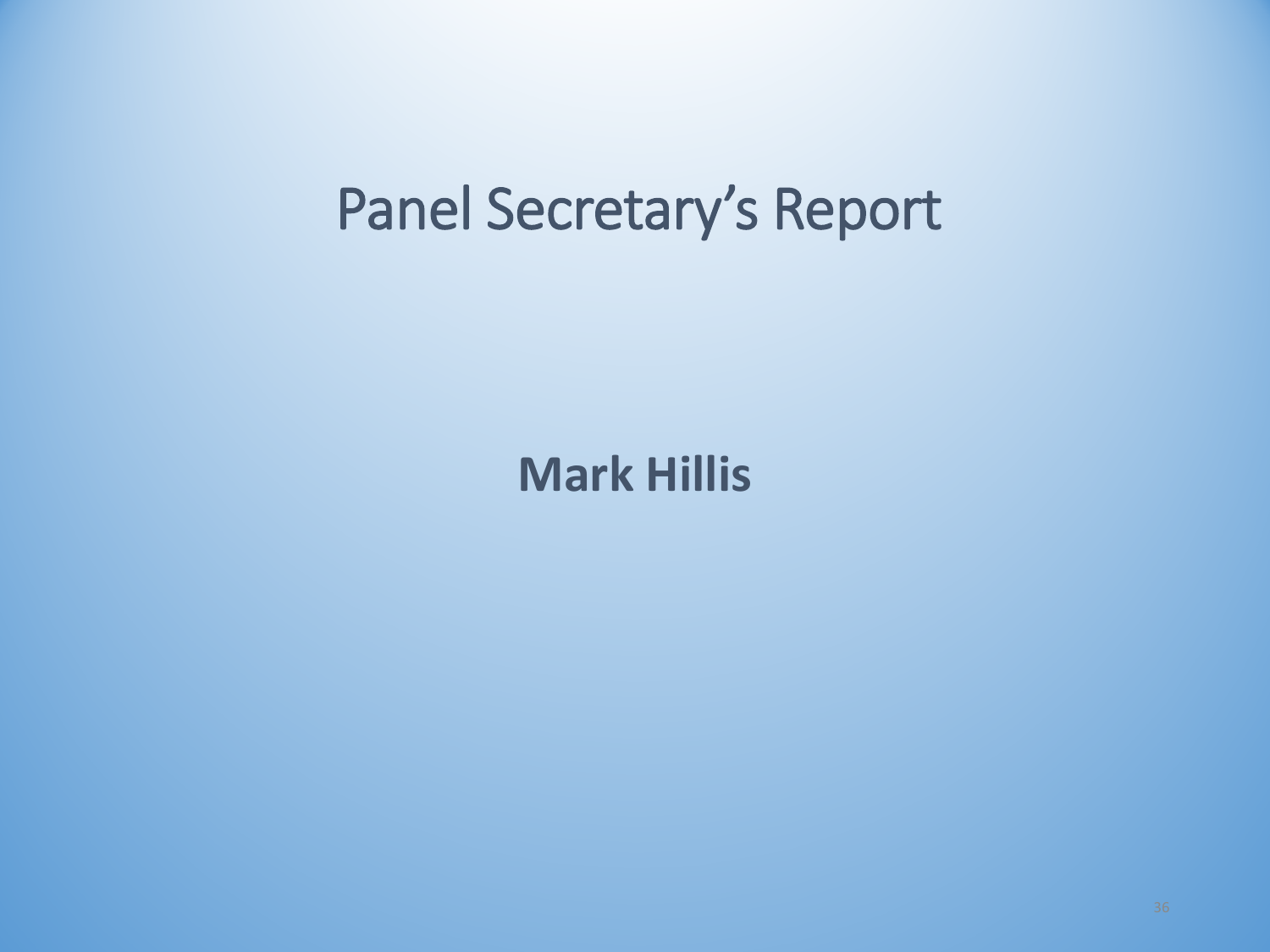# Panel Secretary's Report

**Mark Hillis**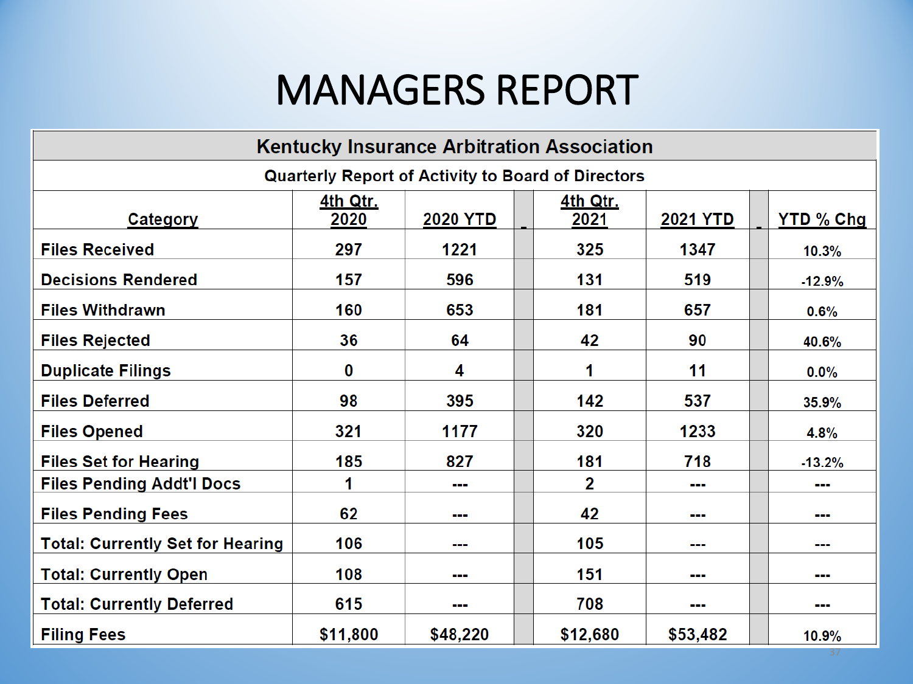# MANAGERS REPORT

| Kentucky Insurance Arbitration Association | | | | | |
|---|---|---|---|---|---|
| **Quarterly Report of Activity to Board of Directors** | | | | | |
| **Category** | **4th Qtr. 2020** | **2020 YTD** | **4th Qtr. 2021** | **2021 YTD** | **YTD % Chg** |
| Files Received | 297 | 1221 | 325 | 1347 | 10.3% |
| Decisions Rendered | 157 | 596 | 131 | 519 | -12.9% |
| Files Withdrawn | 160 | 653 | 181 | 657 | 0.6% |
| Files Rejected | 36 | 64 | 42 | 90 | 40.6% |
| Duplicate Filings | 0 | 4 | 1 | 11 | 0.0% |
| Files Deferred | 98 | 395 | 142 | 537 | 35.9% |
| Files Opened | 321 | 1177 | 320 | 1233 | 4.8% |
| Files Set for Hearing | 185 | 827 | 181 | 718 | -13.2% |
| Files Pending Addt'l Docs | 1 | --- | 2 | --- | --- |
| Files Pending Fees | 62 | --- | 42 | --- | --- |
| Total: Currently Set for Hearing | 106 | --- | 105 | --- | --- |
| Total: Currently Open | 108 | --- | 151 | --- | --- |
| Total: Currently Deferred | 615 | --- | 708 | --- | --- |
| Filing Fees | $11,800 | $48,220 | $12,680 | $53,482 | 10.9% |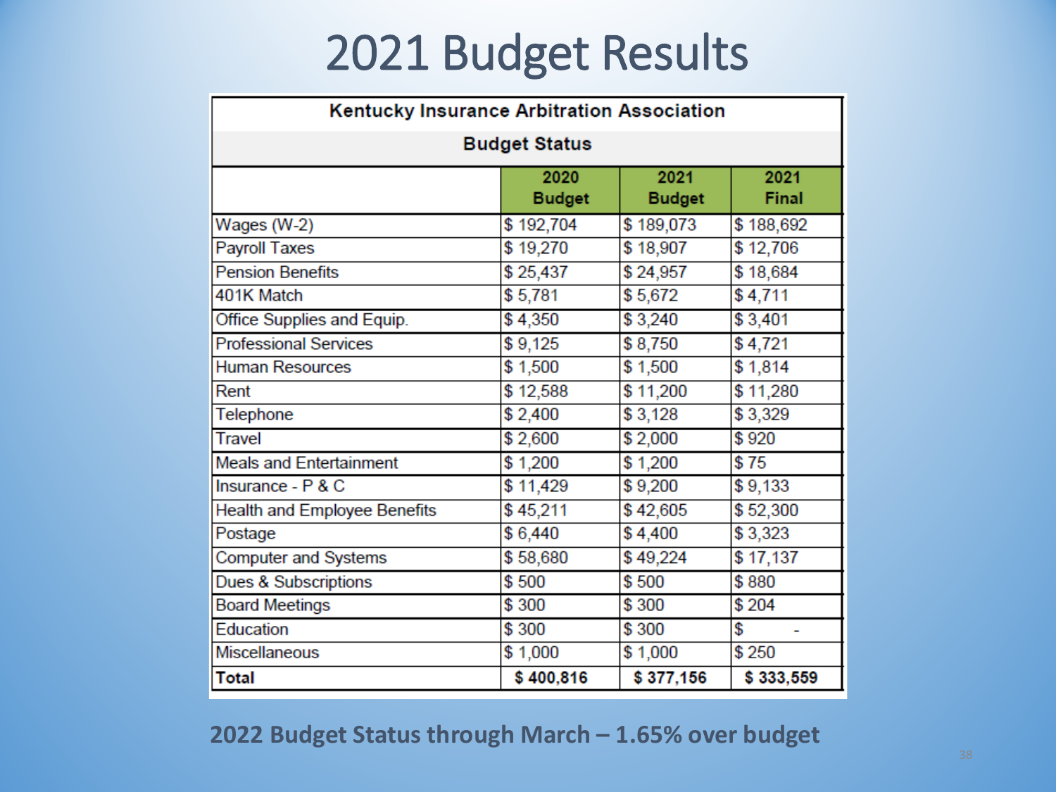# 2021 Budget Results

| Kentucky Insurance Arbitration Association | | | |
|---|---|---|---|
| **Budget Status** | | | |
| | **2020 Budget** | **2021 Budget** | **2021 Final** |
| Wages (W-2) | $ 192,704 | $ 189,073 | $ 188,692 |
| Payroll Taxes | $ 19,270 | $ 18,907 | $ 12,706 |
| Pension Benefits | $ 25,437 | $ 24,957 | $ 18,684 |
| 401K Match | $ 5,781 | $ 5,672 | $ 4,711 |
| Office Supplies and Equip. | $ 4,350 | $ 3,240 | $ 3,401 |
| Professional Services | $ 9,125 | $ 8,750 | $ 4,721 |
| Human Resources | $ 1,500 | $ 1,500 | $ 1,814 |
| Rent | $ 12,588 | $ 11,200 | $ 11,280 |
| Telephone | $ 2,400 | $ 3,128 | $ 3,329 |
| Travel | $ 2,600 | $ 2,000 | $ 920 |
| Meals and Entertainment | $ 1,200 | $ 1,200 | $ 75 |
| Insurance - P & C | $ 11,429 | $ 9,200 | $ 9,133 |
| Health and Employee Benefits | $ 45,211 | $ 42,605 | $ 52,300 |
| Postage | $ 6,440 | $ 4,400 | $ 3,323 |
| Computer and Systems | $ 58,680 | $ 49,224 | $ 17,137 |
| Dues & Subscriptions | $ 500 | $ 500 | $ 880 |
| Board Meetings | $ 300 | $ 300 | $ 204 |
| Education | $ 300 | $ 300 | $ - |
| Miscellaneous | $ 1,000 | $ 1,000 | $ 250 |
| **Total** | **$ 400,816** | **$ 377,156** | **$ 333,559** |

**2022 Budget Status through March – 1.65% over budget**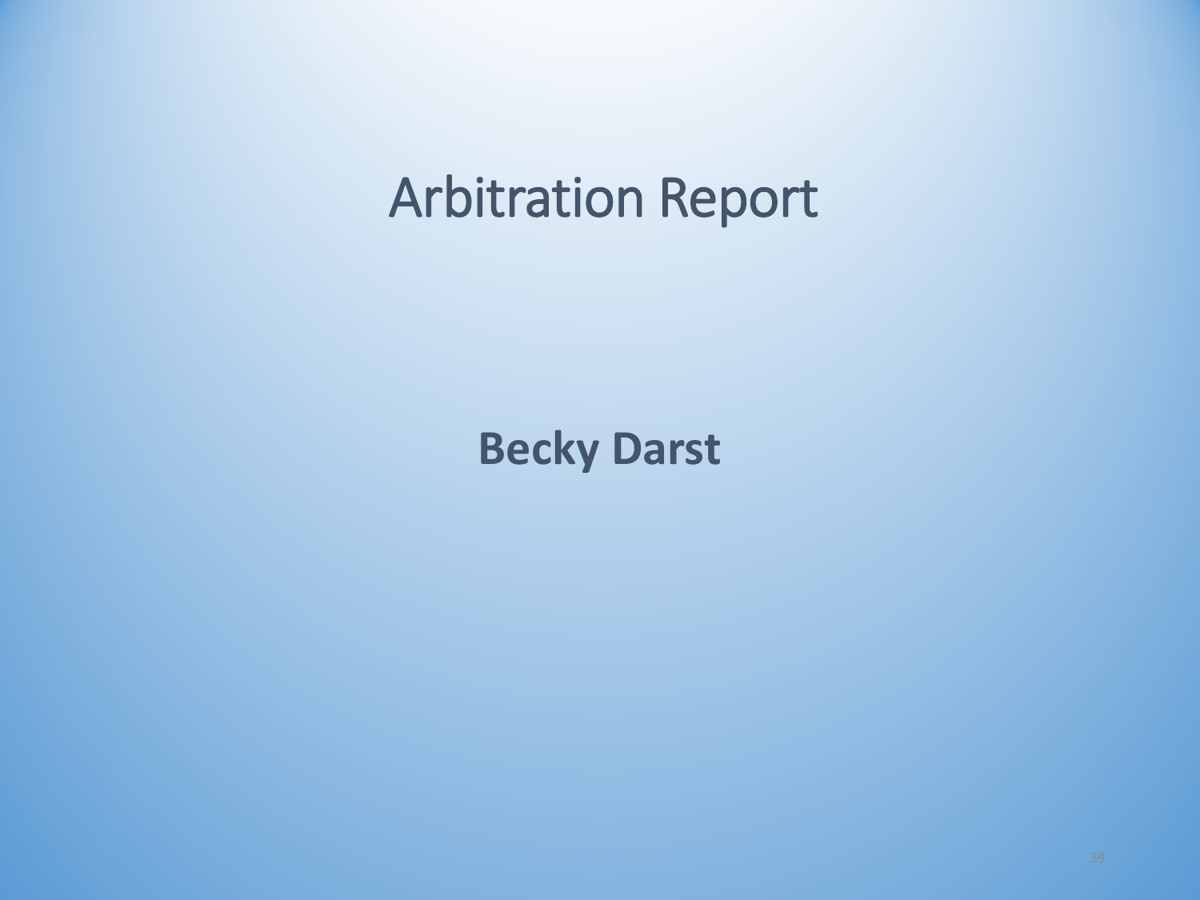# Arbitration Report

**Becky Darst**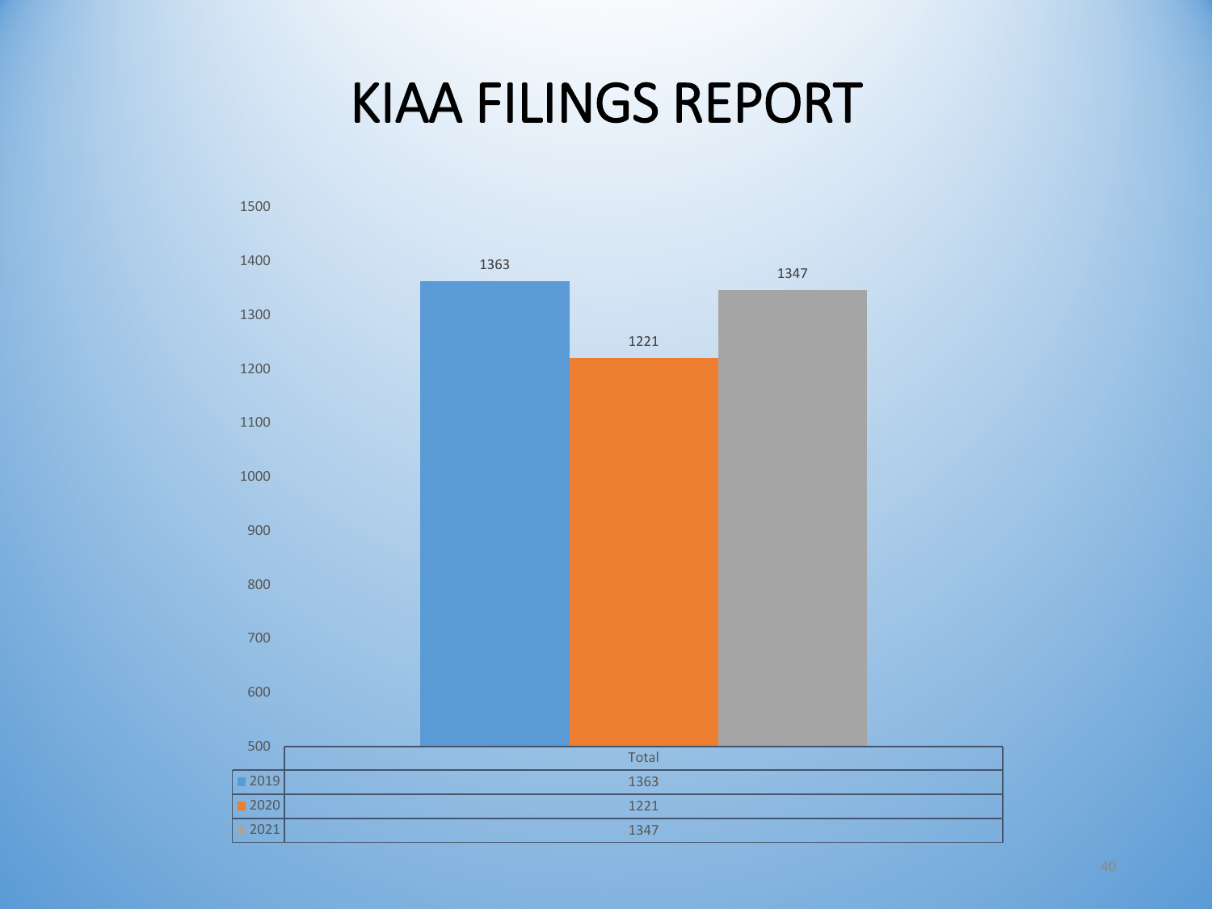# KIAA FILINGS REPORT

| | Total |
|---|---|
| 2019 | 1363 |
| 2020 | 1221 |
| 2021 | 1347 |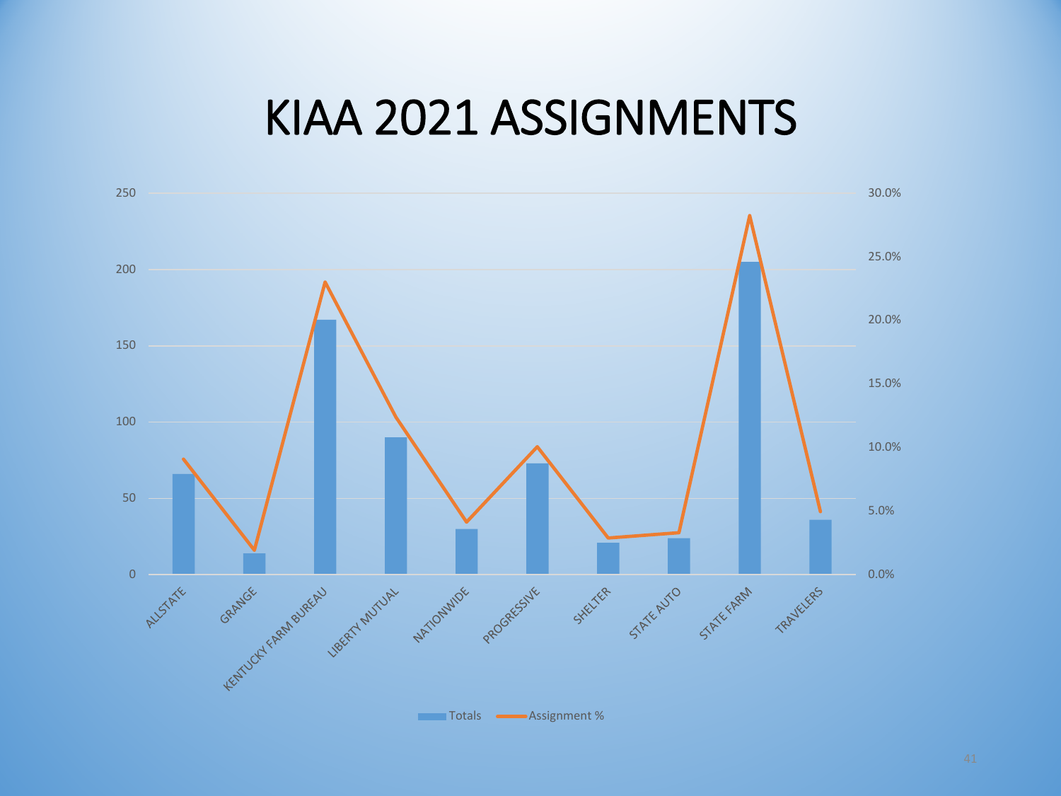# KIAA 2021 ASSIGNMENTS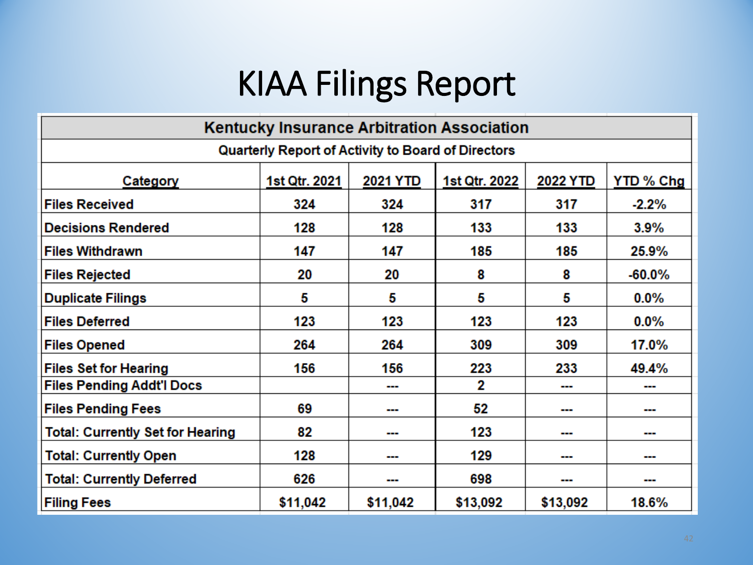# KIAA Filings Report

| Kentucky Insurance Arbitration Association | | | | | |
|---|---|---|---|---|---|
| Quarterly Report of Activity to Board of Directors | | | | | |
| **Category** | **1st Qtr. 2021** | **2021 YTD** | **1st Qtr. 2022** | **2022 YTD** | **YTD % Chg** |
| Files Received | 324 | 324 | 317 | 317 | -2.2% |
| Decisions Rendered | 128 | 128 | 133 | 133 | 3.9% |
| Files Withdrawn | 147 | 147 | 185 | 185 | 25.9% |
| Files Rejected | 20 | 20 | 8 | 8 | -60.0% |
| Duplicate Filings | 5 | 5 | 5 | 5 | 0.0% |
| Files Deferred | 123 | 123 | 123 | 123 | 0.0% |
| Files Opened | 264 | 264 | 309 | 309 | 17.0% |
| Files Set for Hearing | 156 | 156 | 223 | 233 | 49.4% |
| Files Pending Addt'l Docs | | --- | 2 | --- | --- |
| Files Pending Fees | 69 | --- | 52 | --- | --- |
| Total: Currently Set for Hearing | 82 | --- | 123 | --- | --- |
| Total: Currently Open | 128 | --- | 129 | --- | --- |
| Total: Currently Deferred | 626 | --- | 698 | --- | --- |
| Filing Fees | $11,042 | $11,042 | $13,092 | $13,092 | 18.6% |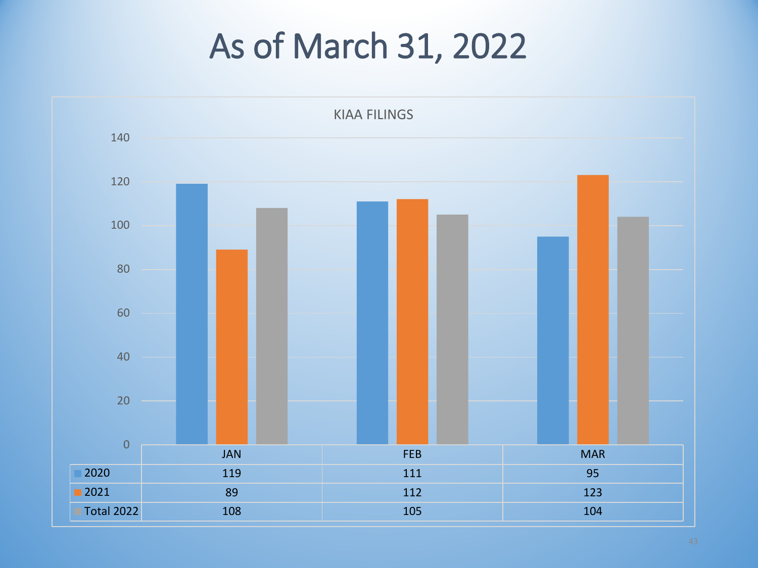# As of March 31, 2022

KIAA FILINGS

| | JAN | FEB | MAR |
|---|---|---|---|
| 2020 | 119 | 111 | 95 |
| 2021 | 89 | 112 | 123 |
| Total 2022 | 108 | 105 | 104 |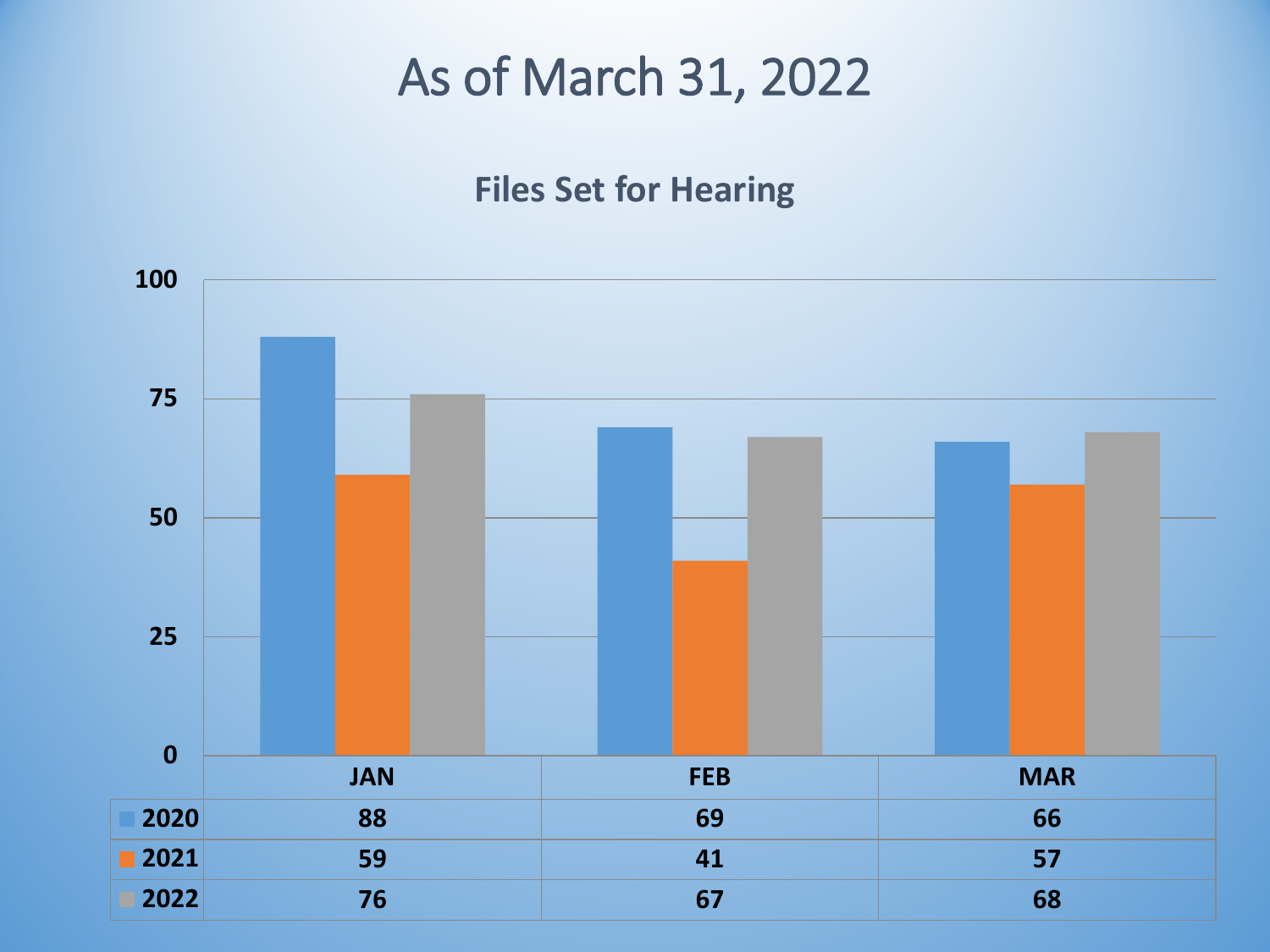# As of March 31, 2022

## Files Set for Hearing

| | JAN | FEB | MAR |
|---|---|---|---|
| 2020 | 88 | 69 | 66 |
| 2021 | 59 | 41 | 57 |
| 2022 | 76 | 67 | 68 |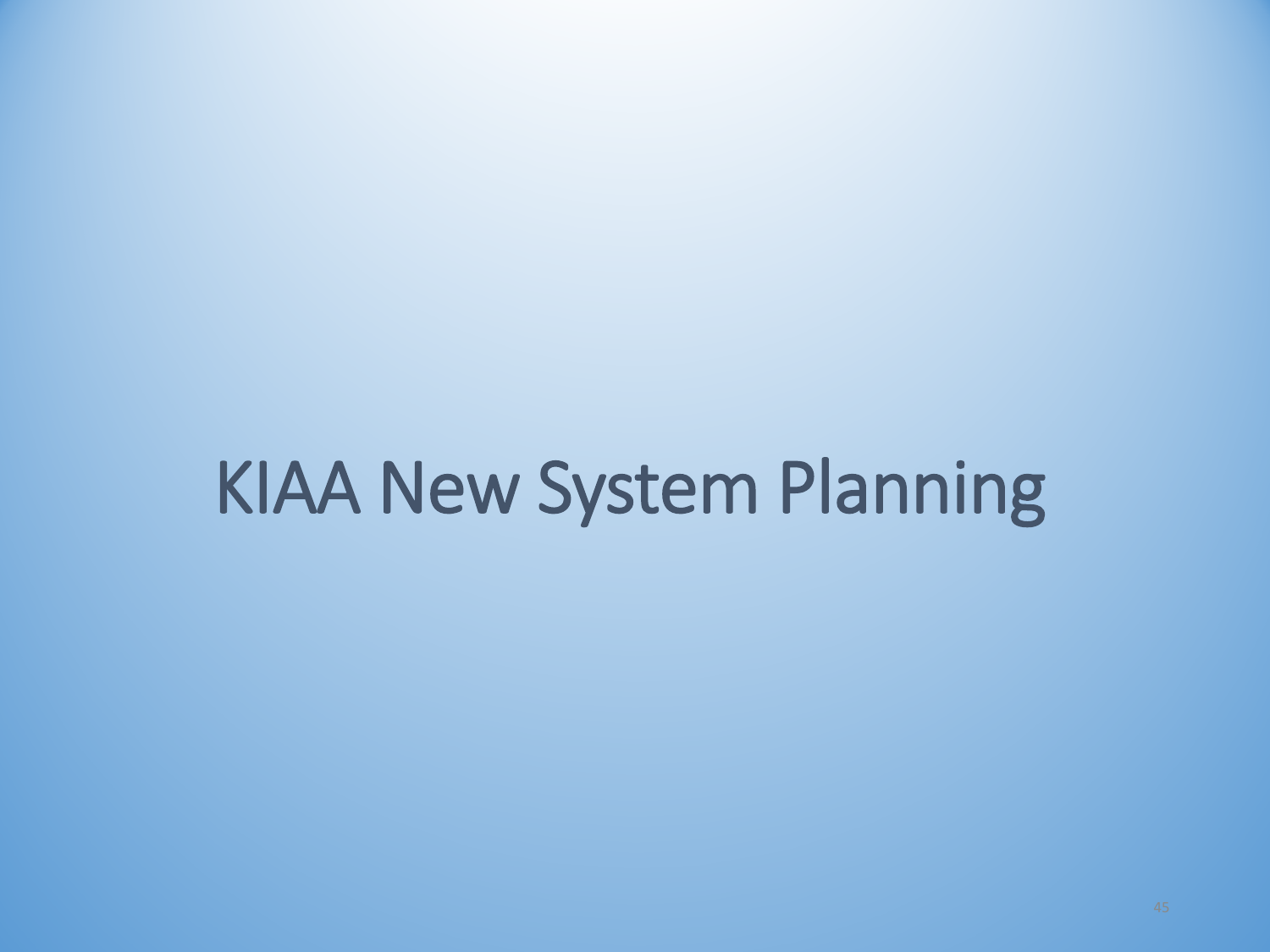# KIAA New System Planning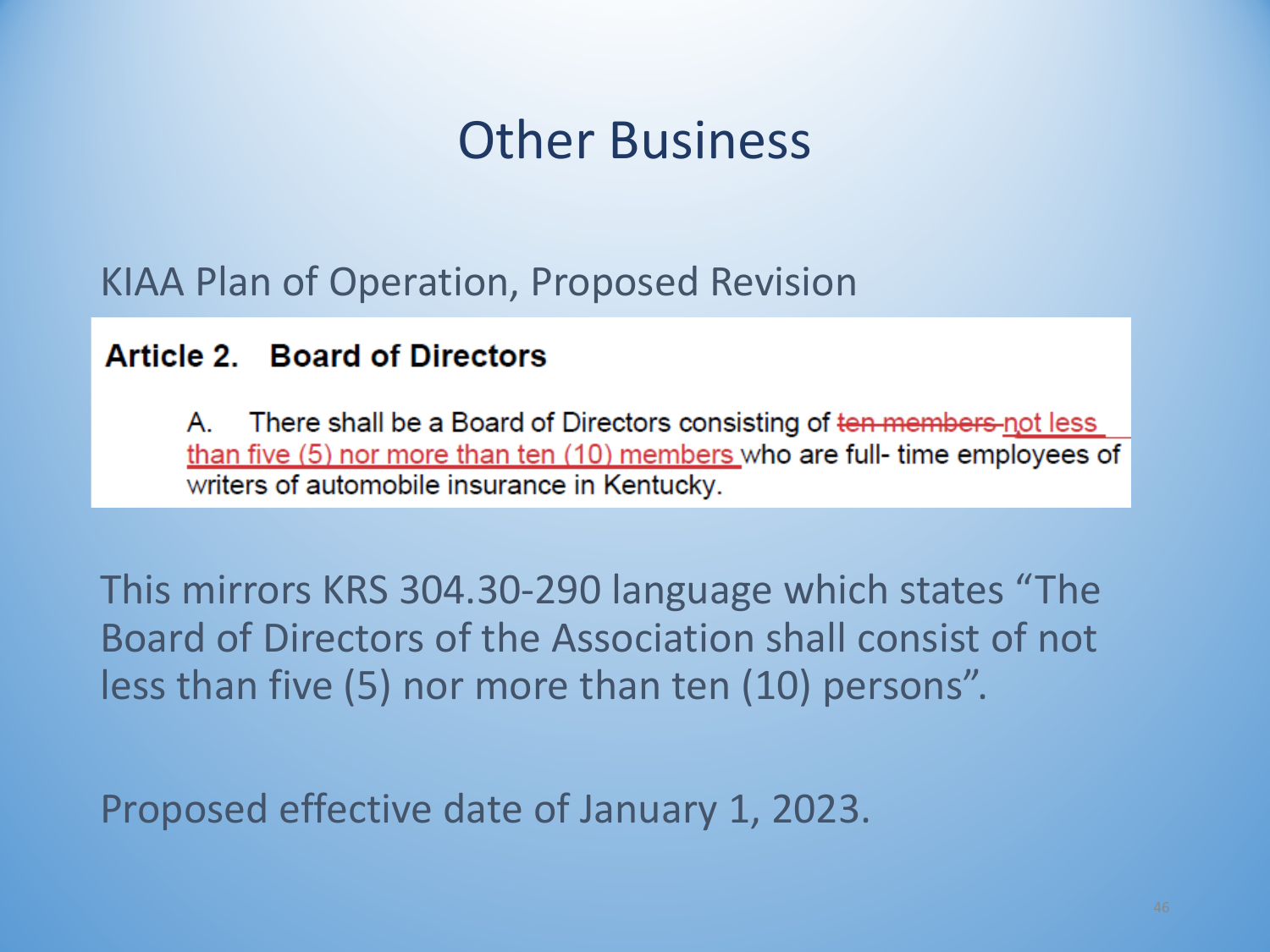# Other Business

KIAA Plan of Operation, Proposed Revision

**Article 2. Board of Directors**

A. There shall be a Board of Directors consisting of ~~ten members~~ not less than five (5) nor more than ten (10) members who are full- time employees of writers of automobile insurance in Kentucky.

This mirrors KRS 304.30-290 language which states "The Board of Directors of the Association shall consist of not less than five (5) nor more than ten (10) persons".

Proposed effective date of January 1, 2023.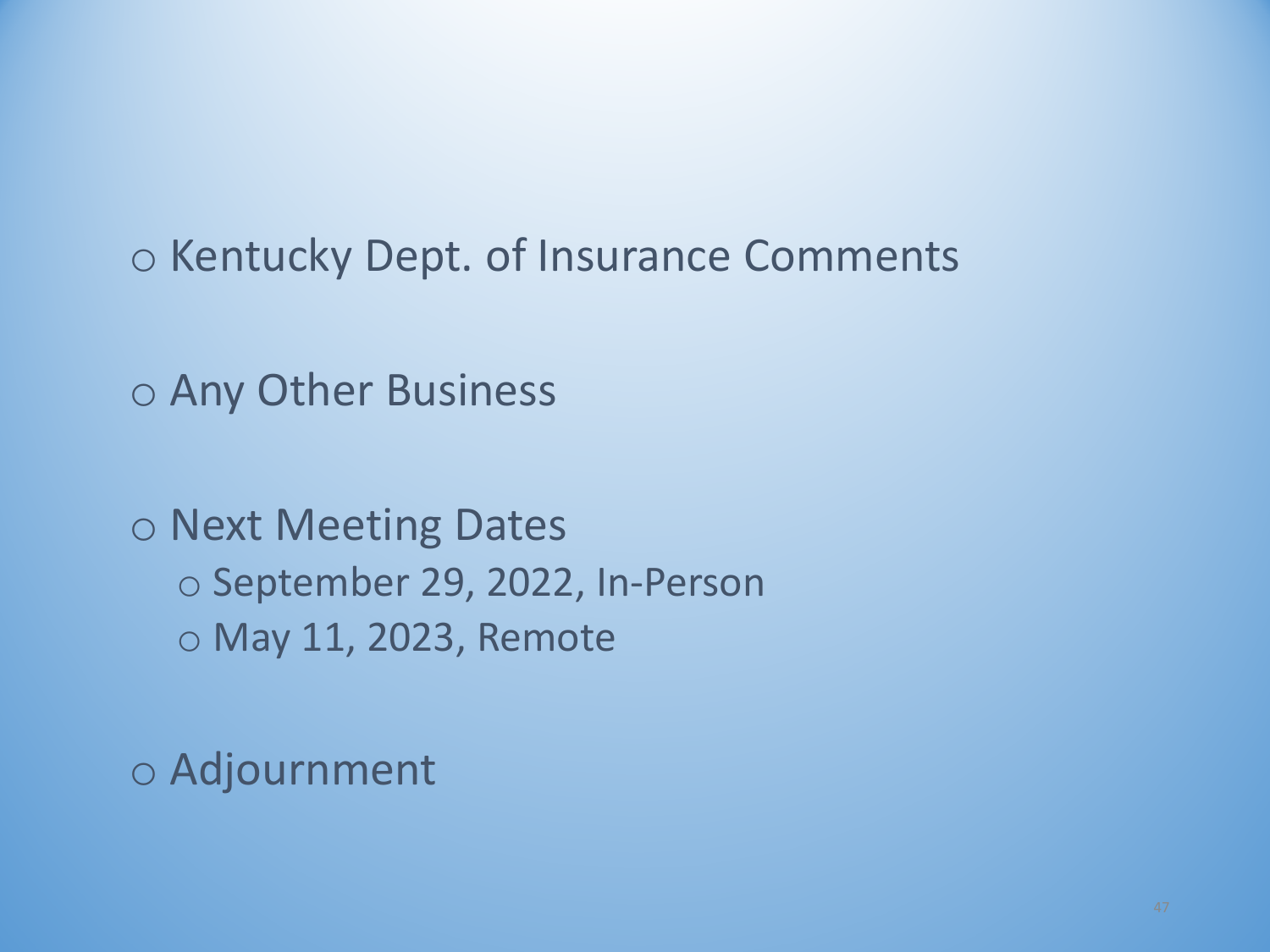- Kentucky Dept. of Insurance Comments

- Any Other Business

- Next Meeting Dates
  - September 29, 2022, In-Person
  - May 11, 2023, Remote

- Adjournment